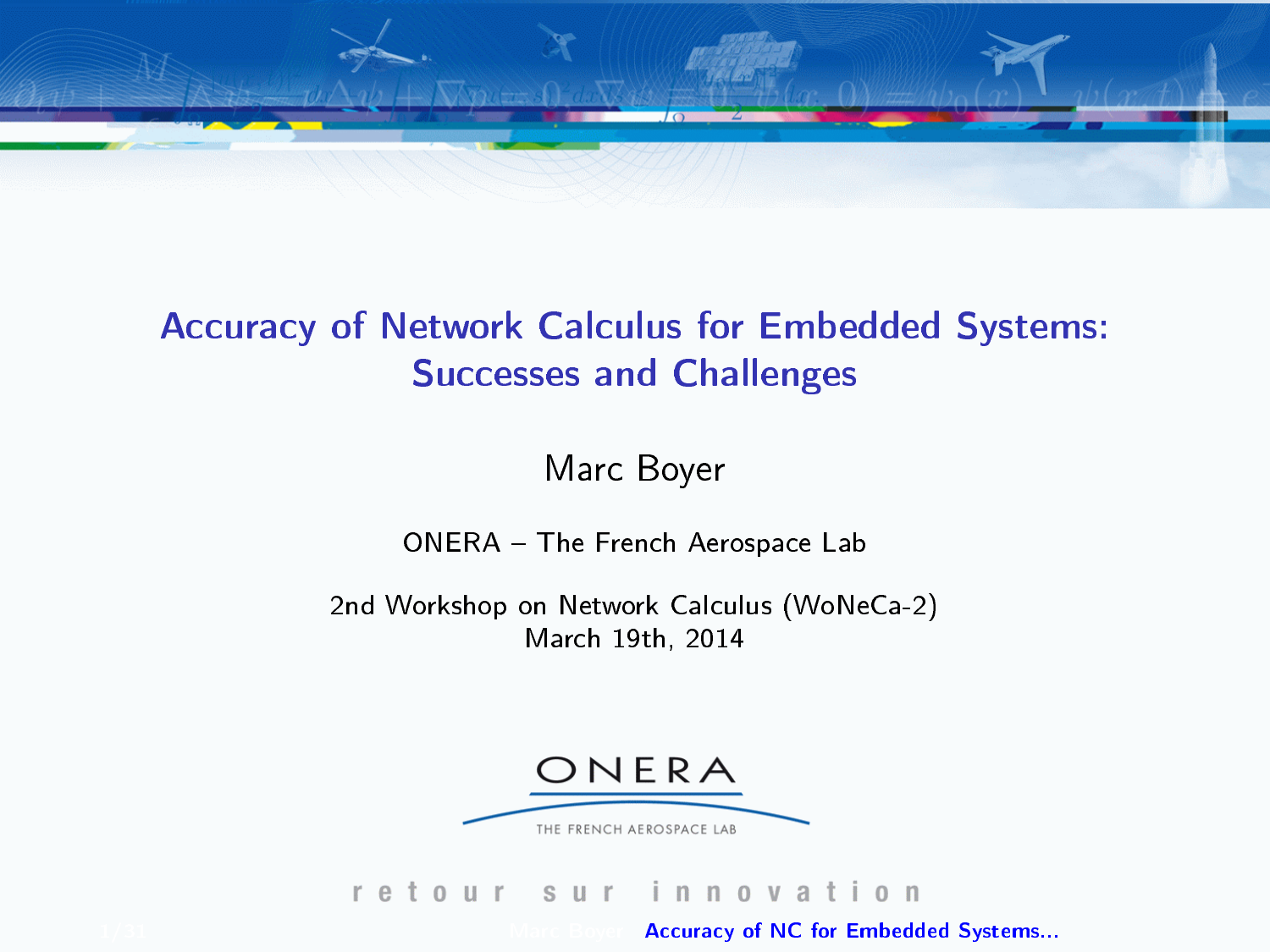# Accuracy of Network Calculus for Embedded Systems: Successes and Challenges

Marc Boyer

ONERA – The French Aerospace Lab

2nd Workshop on Network Calculus (WoNeCa-2)
March 19th, 2014

ONERA

THE FRENCH AEROSPACE LAB

retour sur innovation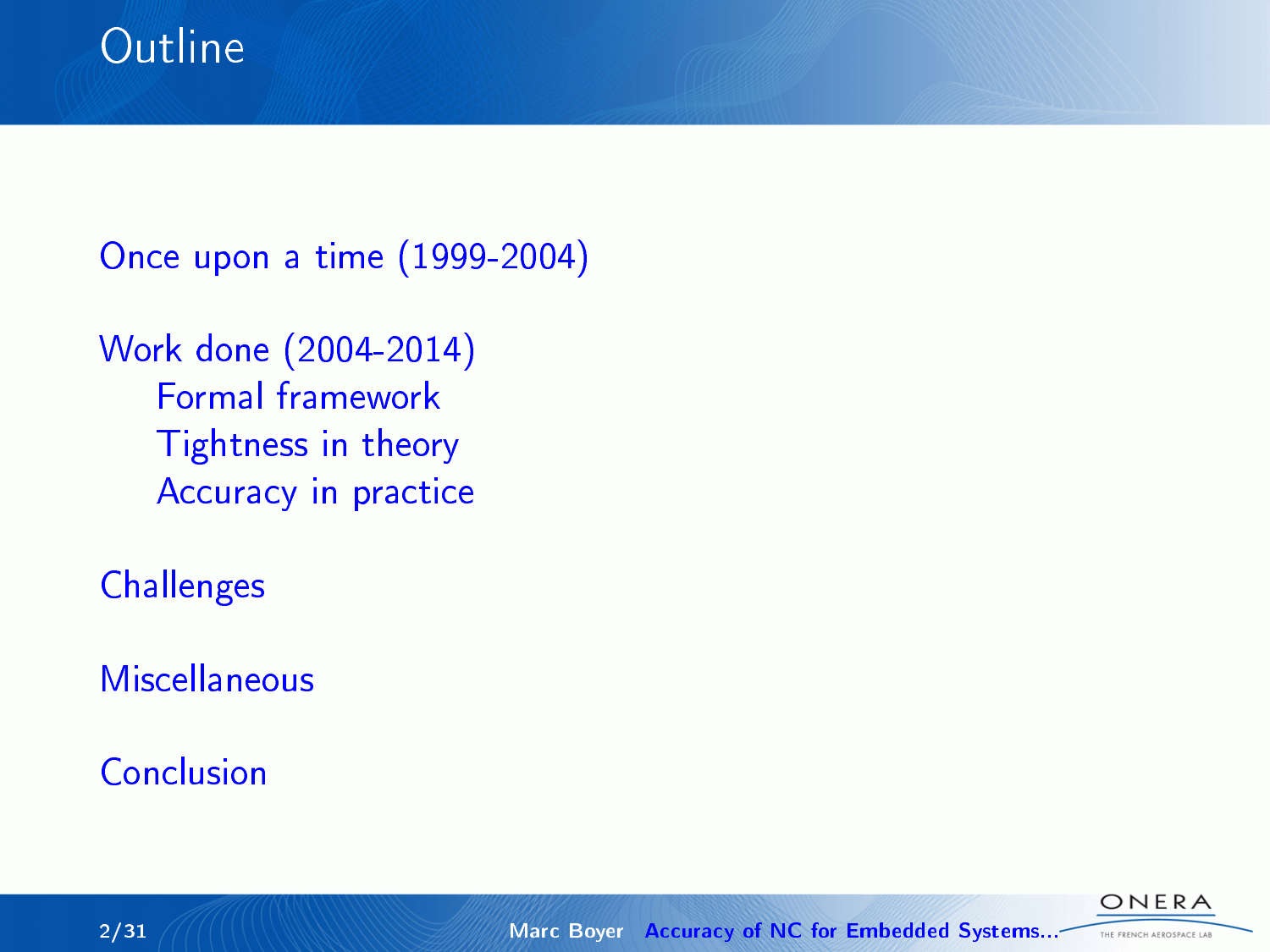# Outline

- Once upon a time (1999-2004)
- Work done (2004-2014)
  - Formal framework
  - Tightness in theory
  - Accuracy in practice
- Challenges
- Miscellaneous
- Conclusion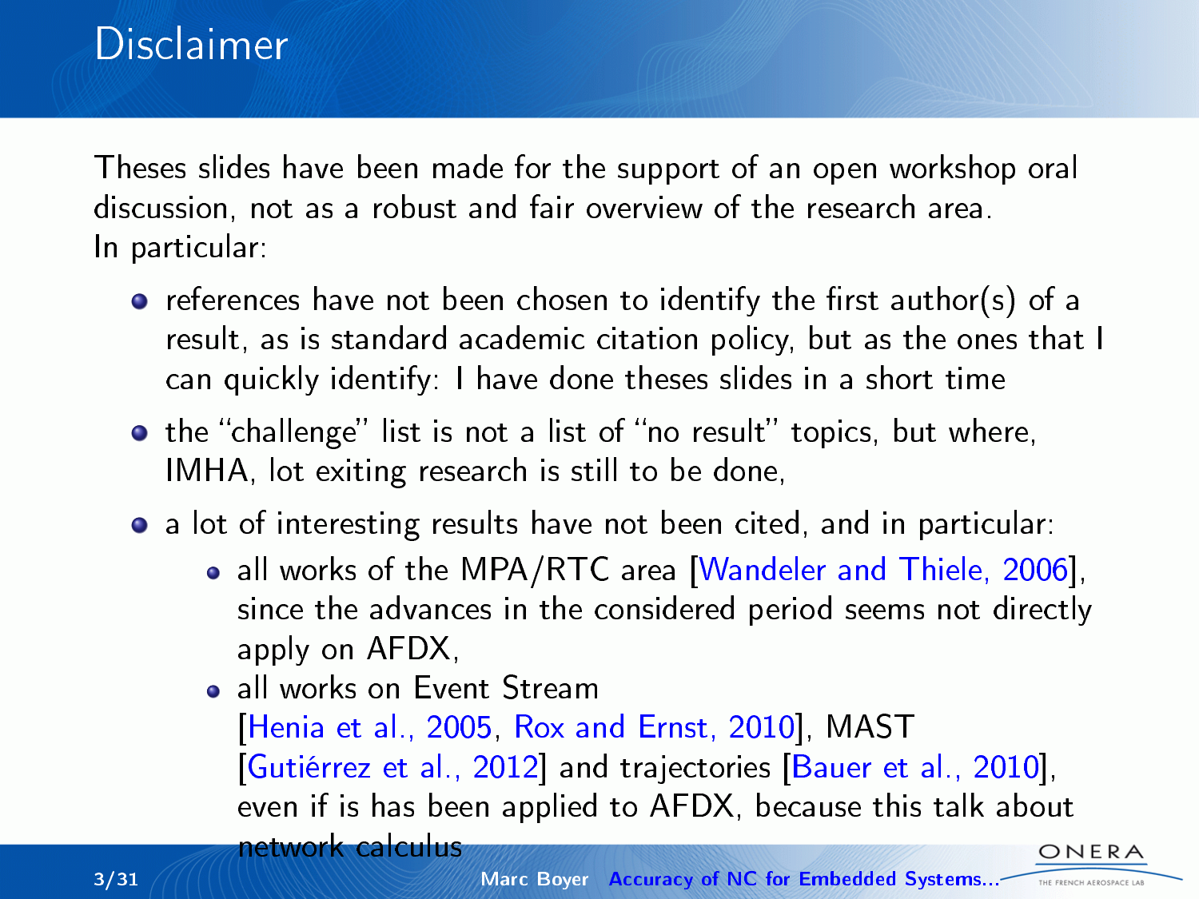# Disclaimer

Theses slides have been made for the support of an open workshop oral discussion, not as a robust and fair overview of the research area.
In particular:

- references have not been chosen to identify the first author(s) of a result, as is standard academic citation policy, but as the ones that I can quickly identify: I have done theses slides in a short time
- the "challenge" list is not a list of "no result" topics, but where, IMHA, lot exiting research is still to be done,
- a lot of interesting results have not been cited, and in particular:
  - all works of the MPA/RTC area [Wandeler and Thiele, 2006], since the advances in the considered period seems not directly apply on AFDX,
  - all works on Event Stream [Henia et al., 2005, Rox and Ernst, 2010], MAST [Gutiérrez et al., 2012] and trajectories [Bauer et al., 2010], even if is has been applied to AFDX, because this talk about network calculus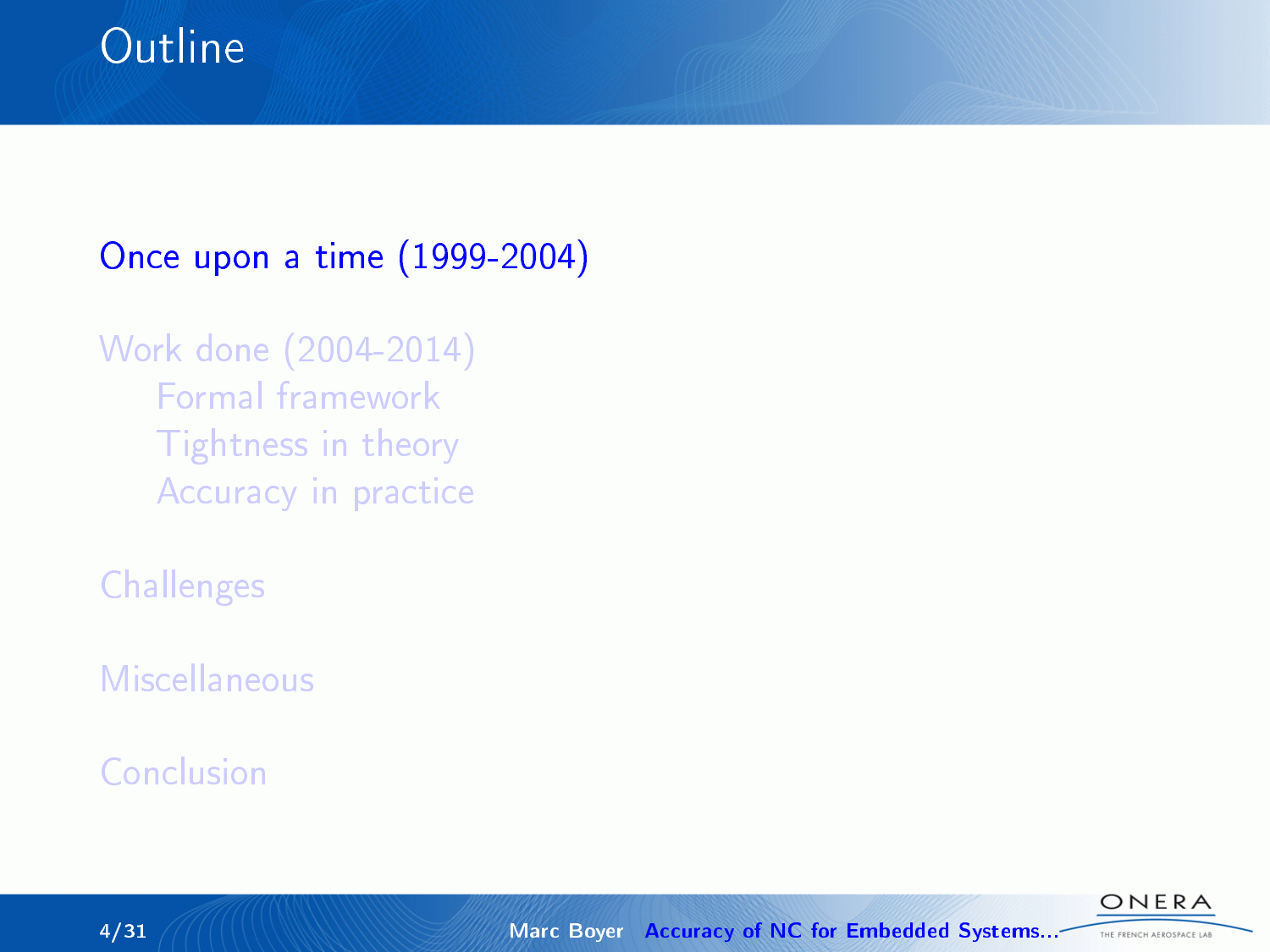# Outline

Once upon a time (1999-2004)

Work done (2004-2014)

- Formal framework
- Tightness in theory
- Accuracy in practice

Challenges

Miscellaneous

Conclusion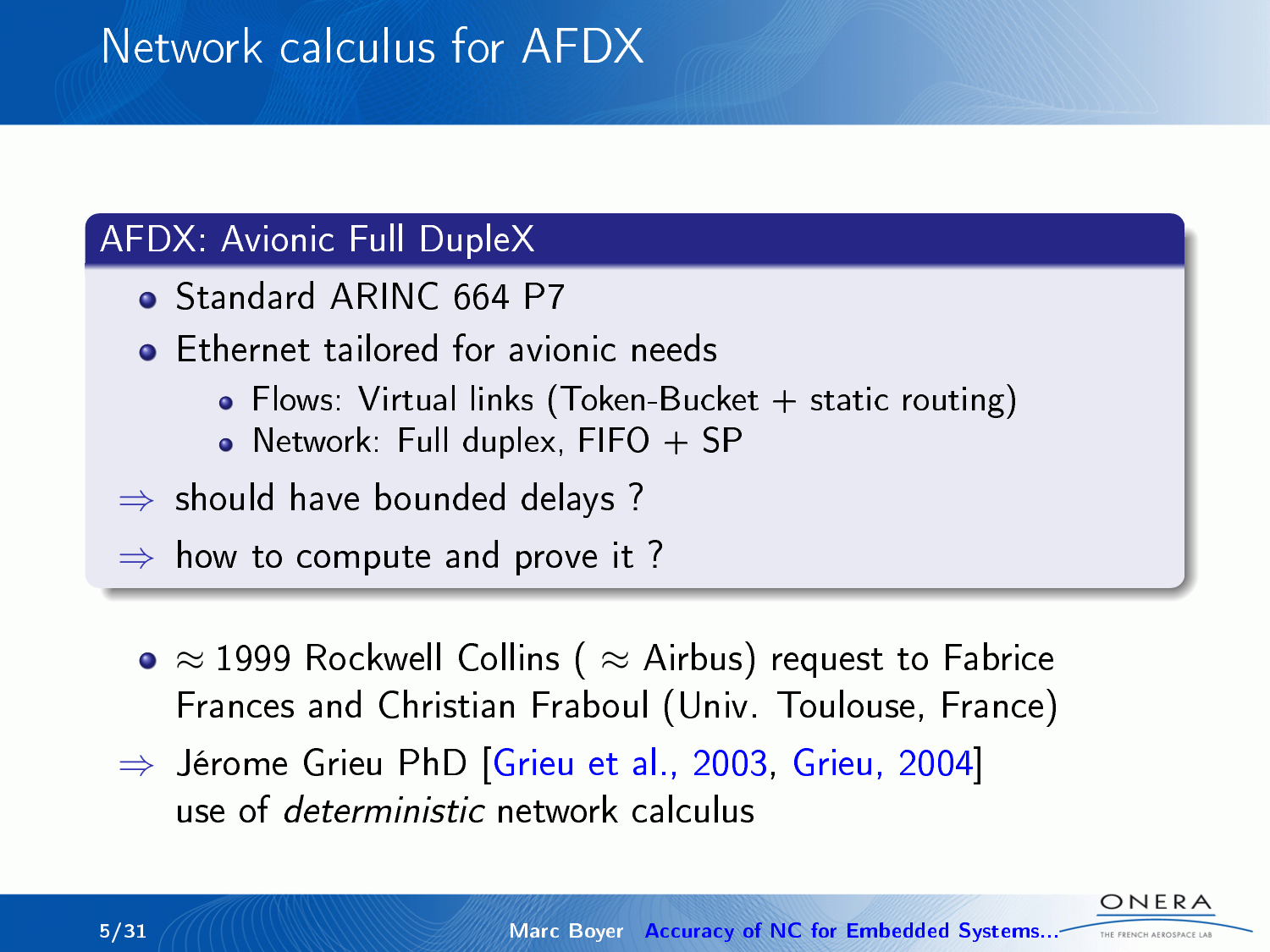# Network calculus for AFDX

## AFDX: Avionic Full DupleX

- Standard ARINC 664 P7
- Ethernet tailored for avionic needs
  - Flows: Virtual links (Token-Bucket + static routing)
  - Network: Full duplex, FIFO + SP

$\Rightarrow$ should have bounded delays ?

$\Rightarrow$ how to compute and prove it ?

- $\approx$ 1999 Rockwell Collins ( $\approx$ Airbus) request to Fabrice Frances and Christian Fraboul (Univ. Toulouse, France)

$\Rightarrow$ Jérome Grieu PhD [Grieu et al., 2003, Grieu, 2004] use of *deterministic* network calculus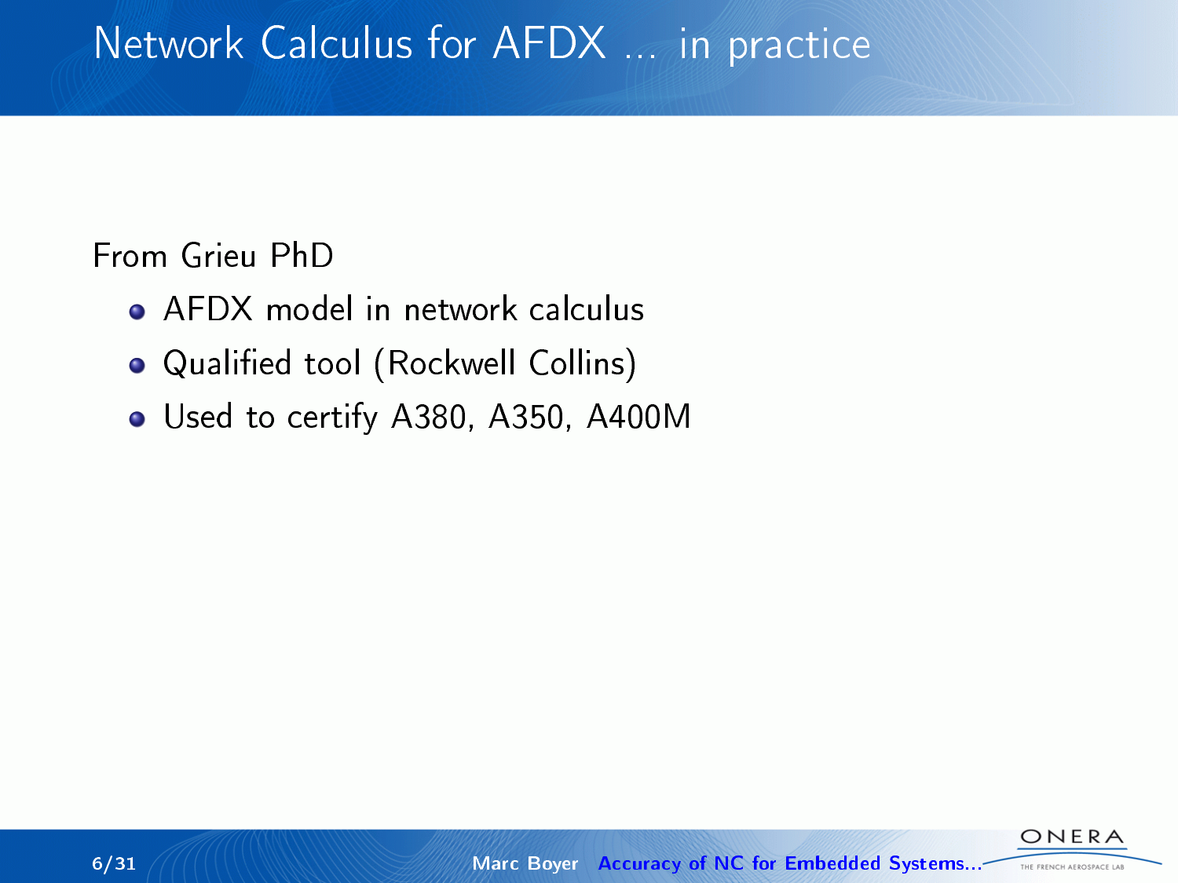# Network Calculus for AFDX ... in practice

From Grieu PhD

- AFDX model in network calculus
- Qualified tool (Rockwell Collins)
- Used to certify A380, A350, A400M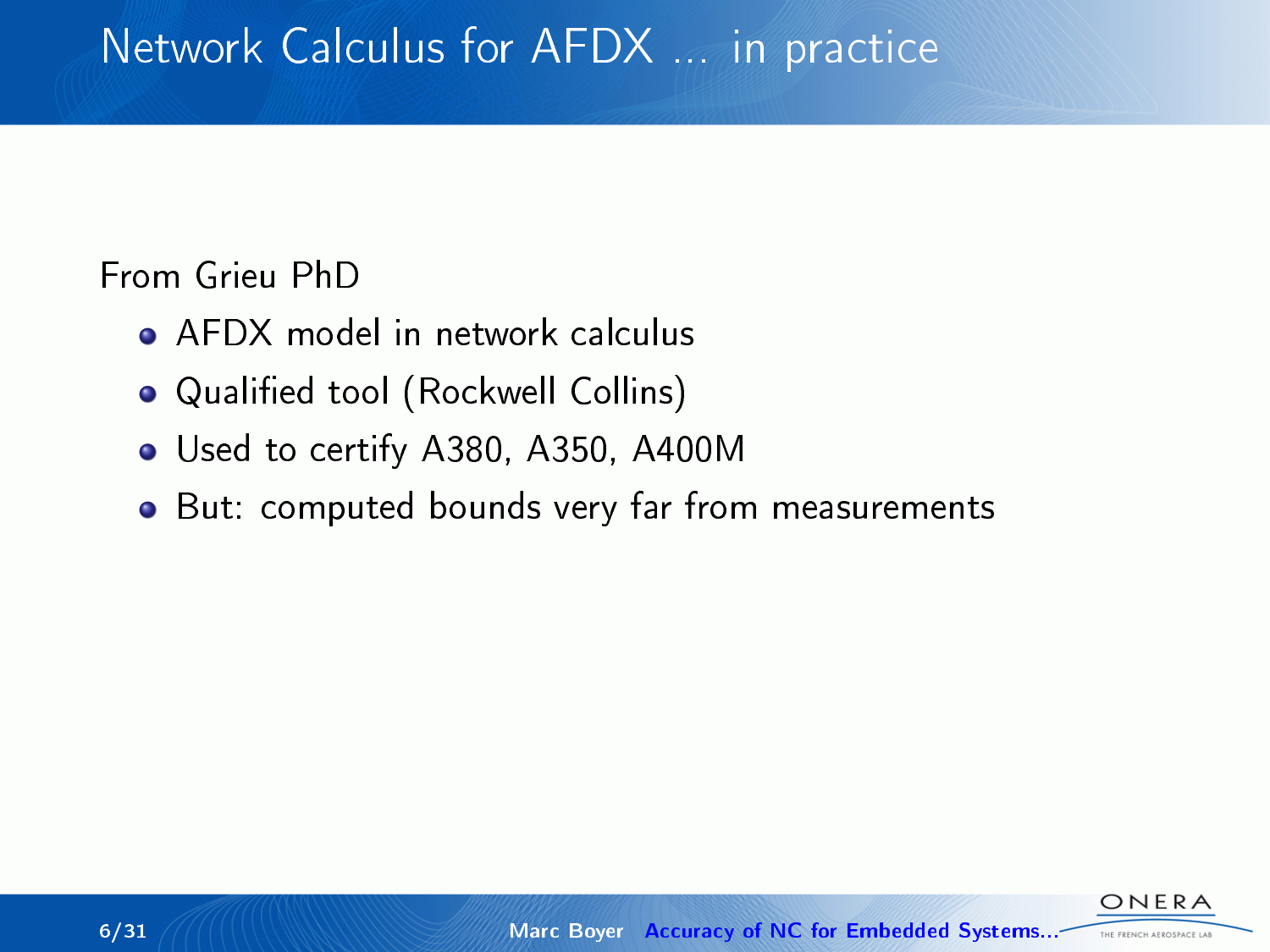# Network Calculus for AFDX ... in practice

From Grieu PhD

- AFDX model in network calculus
- Qualified tool (Rockwell Collins)
- Used to certify A380, A350, A400M
- But: computed bounds very far from measurements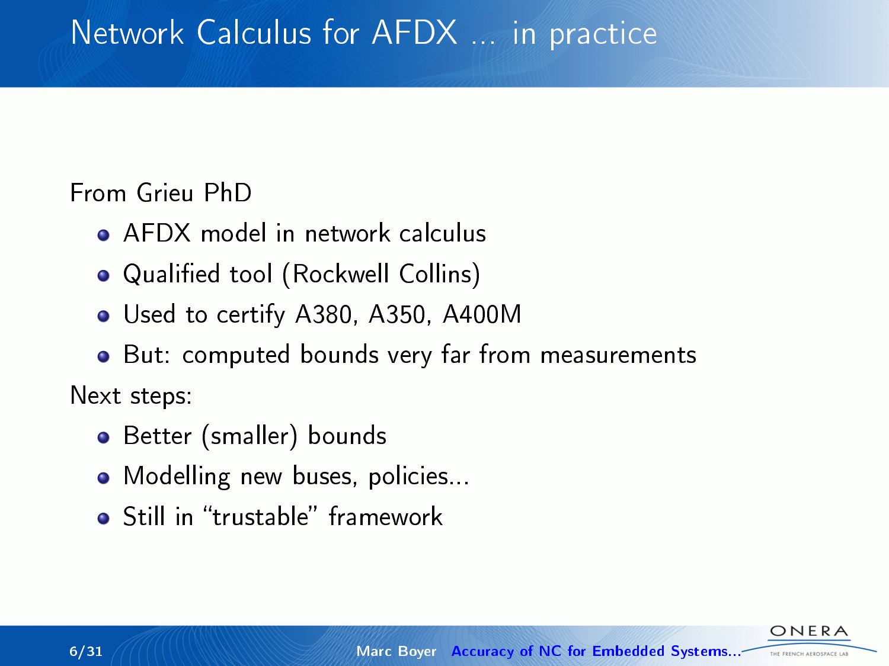# Network Calculus for AFDX ... in practice

From Grieu PhD

- AFDX model in network calculus
- Qualified tool (Rockwell Collins)
- Used to certify A380, A350, A400M
- But: computed bounds very far from measurements

Next steps:

- Better (smaller) bounds
- Modelling new buses, policies...
- Still in “trustable” framework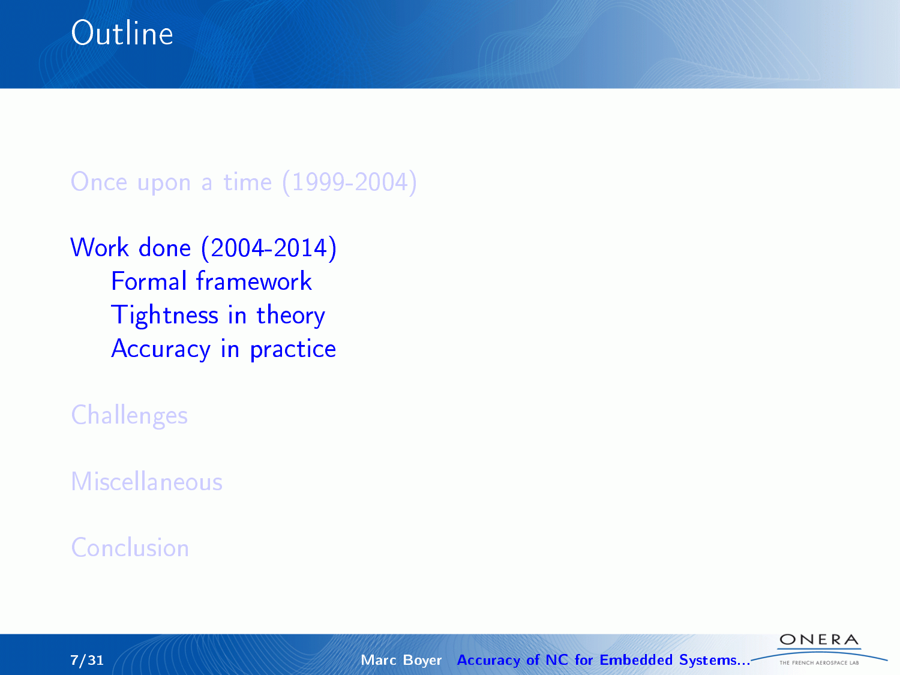# Outline

Once upon a time (1999-2004)

Work done (2004-2014)

- Formal framework
- Tightness in theory
- Accuracy in practice

Challenges

Miscellaneous

Conclusion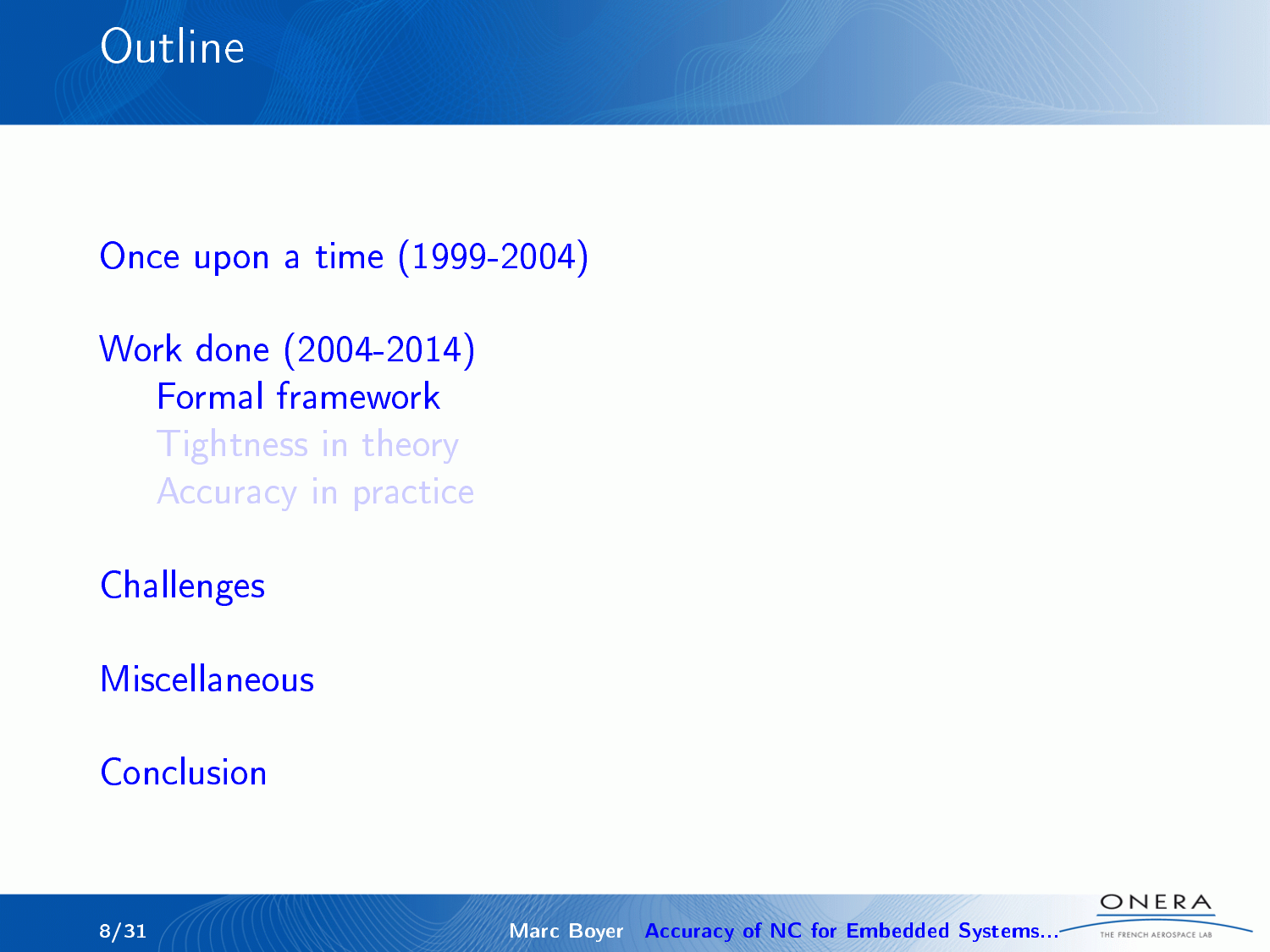# Outline

- Once upon a time (1999-2004)
- Work done (2004-2014)
  - Formal framework
  - Tightness in theory
  - Accuracy in practice
- Challenges
- Miscellaneous
- Conclusion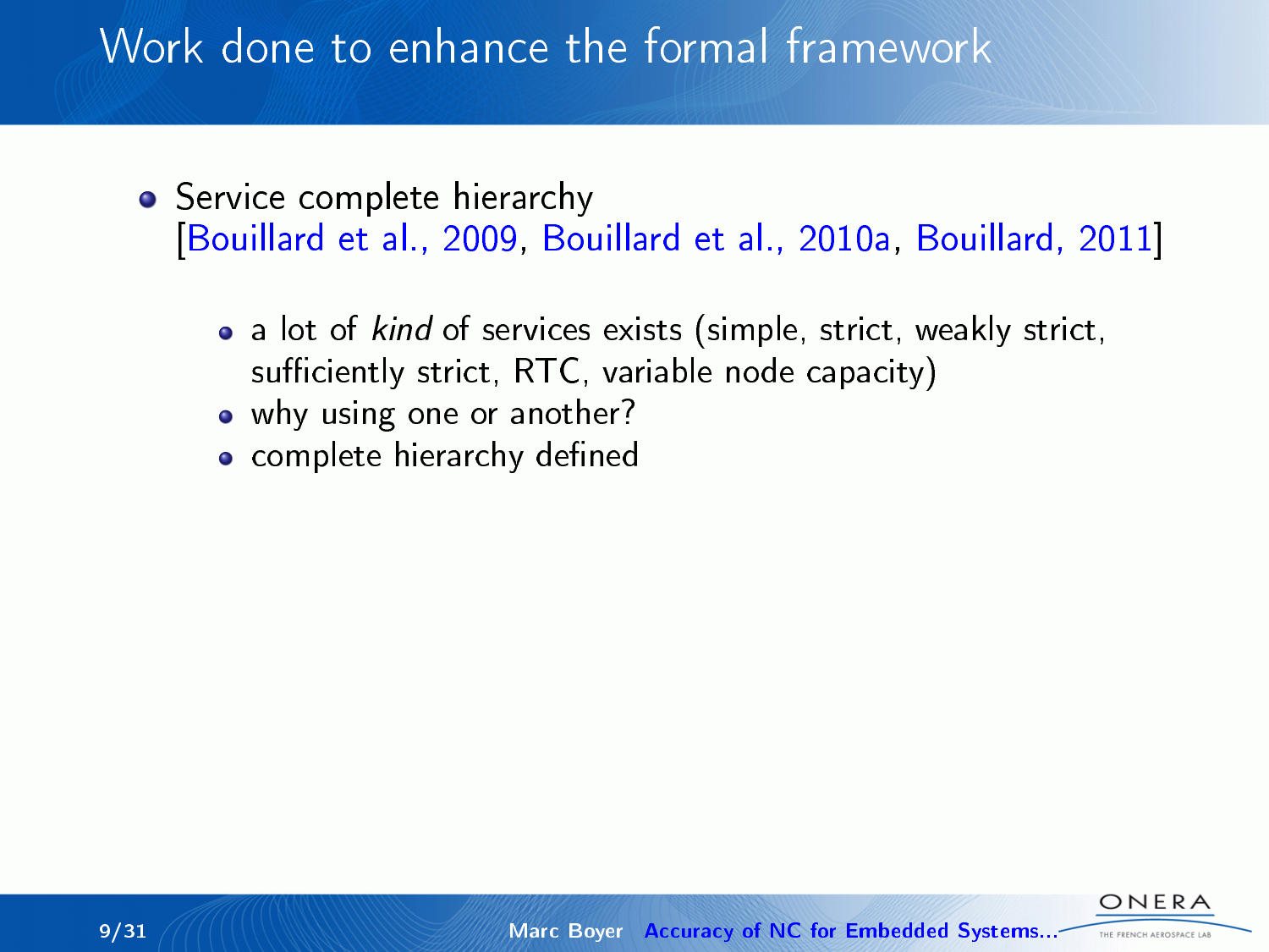# Work done to enhance the formal framework

- Service complete hierarchy [Bouillard et al., 2009, Bouillard et al., 2010a, Bouillard, 2011]
  - a lot of *kind* of services exists (simple, strict, weakly strict, sufficiently strict, RTC, variable node capacity)
  - why using one or another?
  - complete hierarchy defined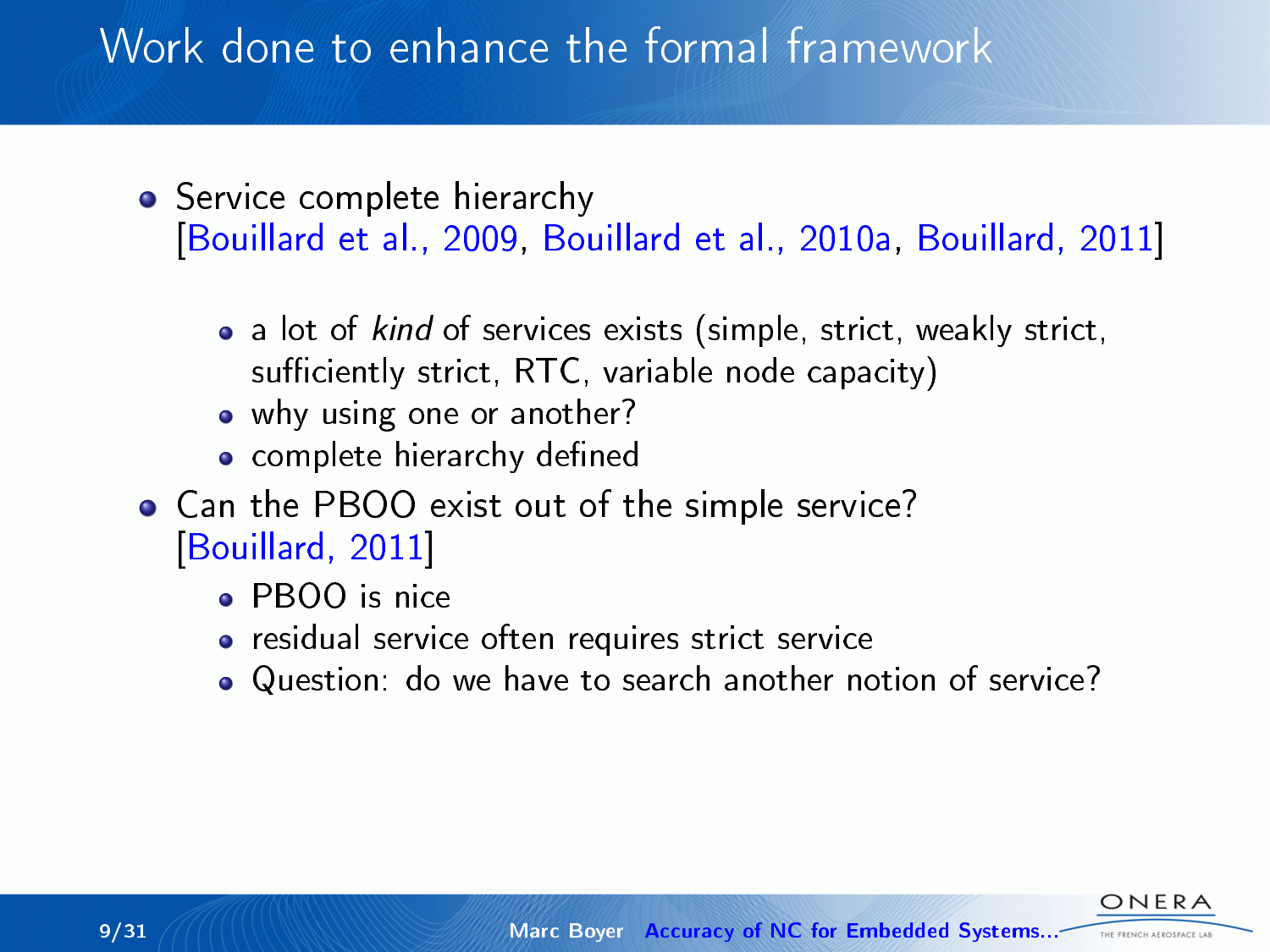# Work done to enhance the formal framework

- Service complete hierarchy [Bouillard et al., 2009, Bouillard et al., 2010a, Bouillard, 2011]
  - a lot of *kind* of services exists (simple, strict, weakly strict, sufficiently strict, RTC, variable node capacity)
  - why using one or another?
  - complete hierarchy defined
- Can the PBOO exist out of the simple service? [Bouillard, 2011]
  - PBOO is nice
  - residual service often requires strict service
  - Question: do we have to search another notion of service?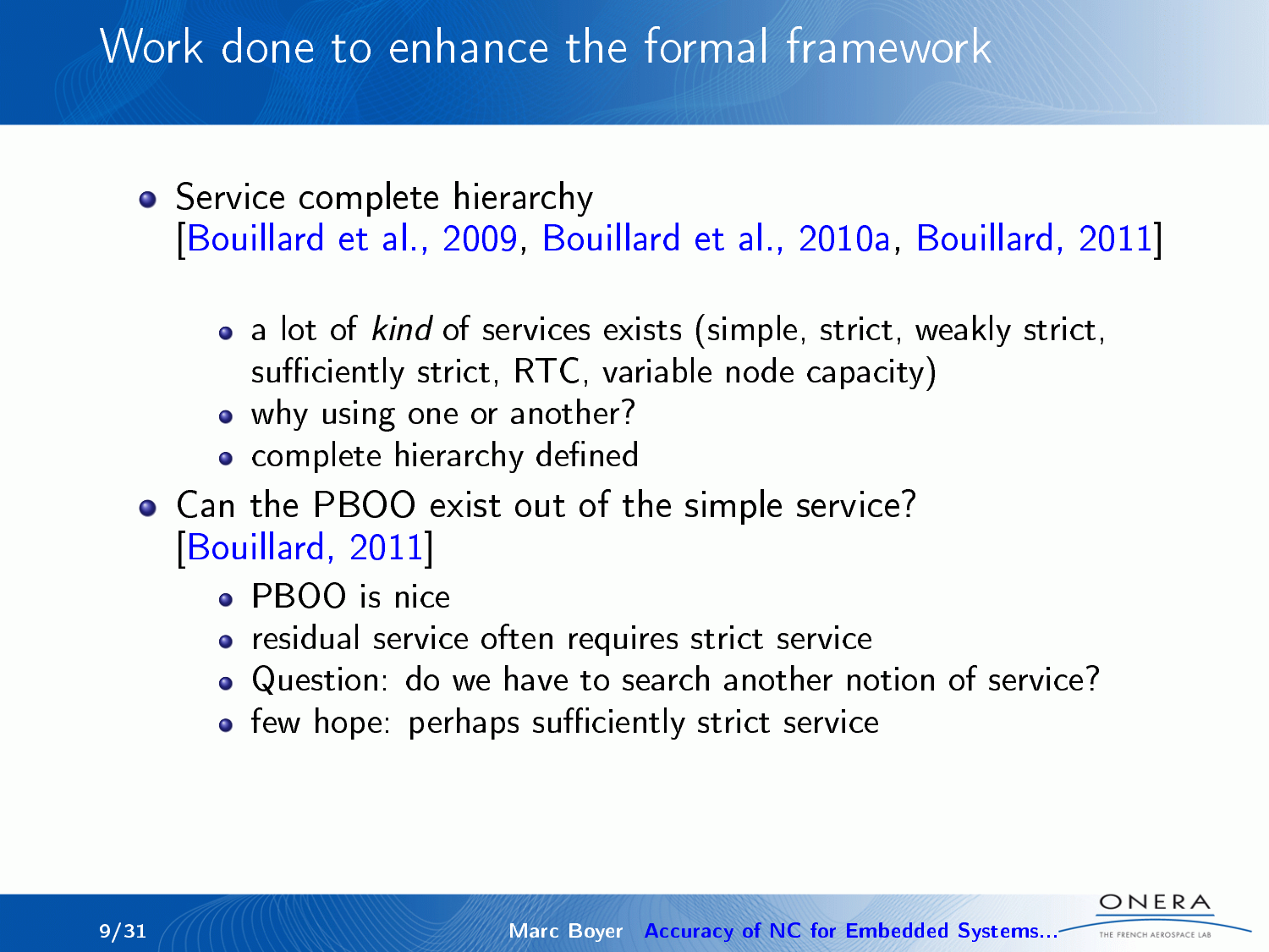# Work done to enhance the formal framework

- Service complete hierarchy [Bouillard et al., 2009, Bouillard et al., 2010a, Bouillard, 2011]
  - a lot of *kind* of services exists (simple, strict, weakly strict, sufficiently strict, RTC, variable node capacity)
  - why using one or another?
  - complete hierarchy defined
- Can the PBOO exist out of the simple service? [Bouillard, 2011]
  - PBOO is nice
  - residual service often requires strict service
  - Question: do we have to search another notion of service?
  - few hope: perhaps sufficiently strict service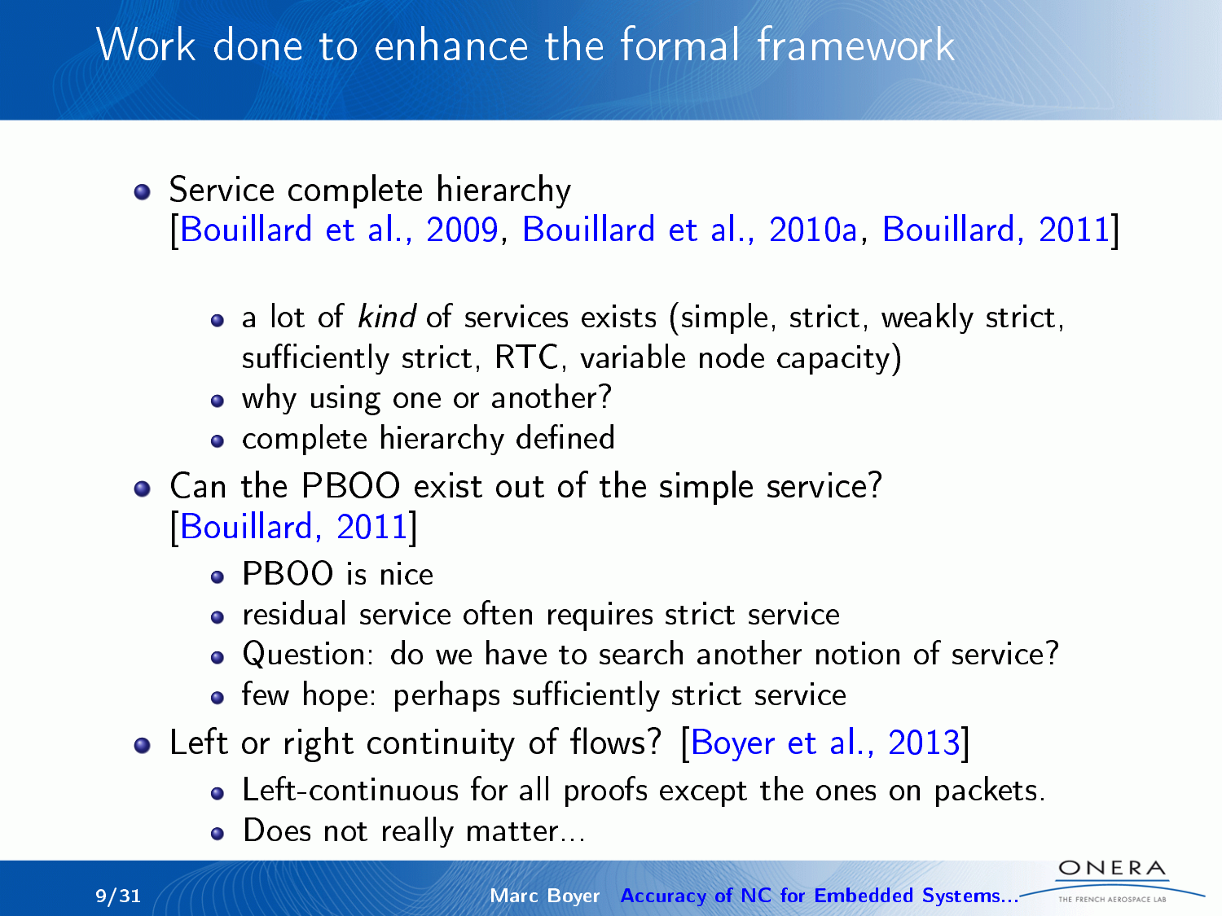# Work done to enhance the formal framework

- Service complete hierarchy [Bouillard et al., 2009, Bouillard et al., 2010a, Bouillard, 2011]
  - a lot of *kind* of services exists (simple, strict, weakly strict, sufficiently strict, RTC, variable node capacity)
  - why using one or another?
  - complete hierarchy defined
- Can the PBOO exist out of the simple service? [Bouillard, 2011]
  - PBOO is nice
  - residual service often requires strict service
  - Question: do we have to search another notion of service?
  - few hope: perhaps sufficiently strict service
- Left or right continuity of flows? [Boyer et al., 2013]
  - Left-continuous for all proofs except the ones on packets.
  - Does not really matter...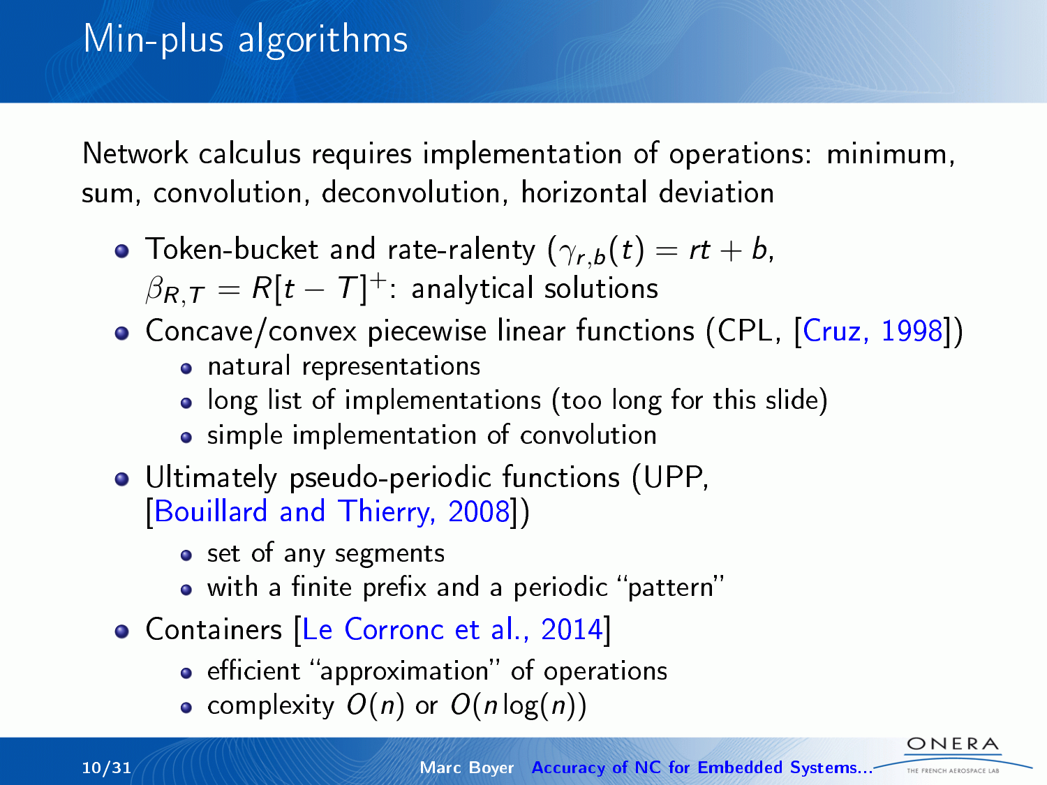# Min-plus algorithms

Network calculus requires implementation of operations: minimum, sum, convolution, deconvolution, horizontal deviation

- Token-bucket and rate-ralenty ($\gamma_{r,b}(t) = rt + b$, $\beta_{R,T} = R[t - T]^{+}$: analytical solutions
- Concave/convex piecewise linear functions (CPL, [Cruz, 1998])
  - natural representations
  - long list of implementations (too long for this slide)
  - simple implementation of convolution
- Ultimately pseudo-periodic functions (UPP, [Bouillard and Thierry, 2008])
  - set of any segments
  - with a finite prefix and a periodic "pattern"
- Containers [Le Corronc et al., 2014]
  - efficient "approximation" of operations
  - complexity $O(n)$ or $O(n \log(n))$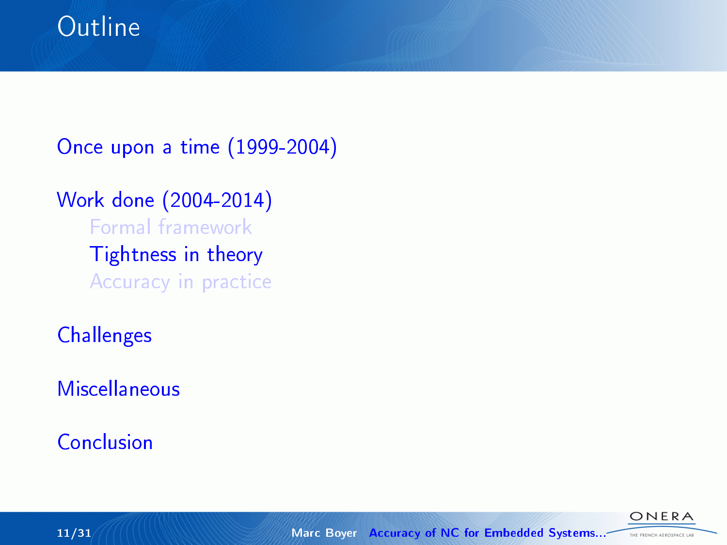# Outline

Once upon a time (1999-2004)

Work done (2004-2014)

- Formal framework
- Tightness in theory
- Accuracy in practice

Challenges

Miscellaneous

Conclusion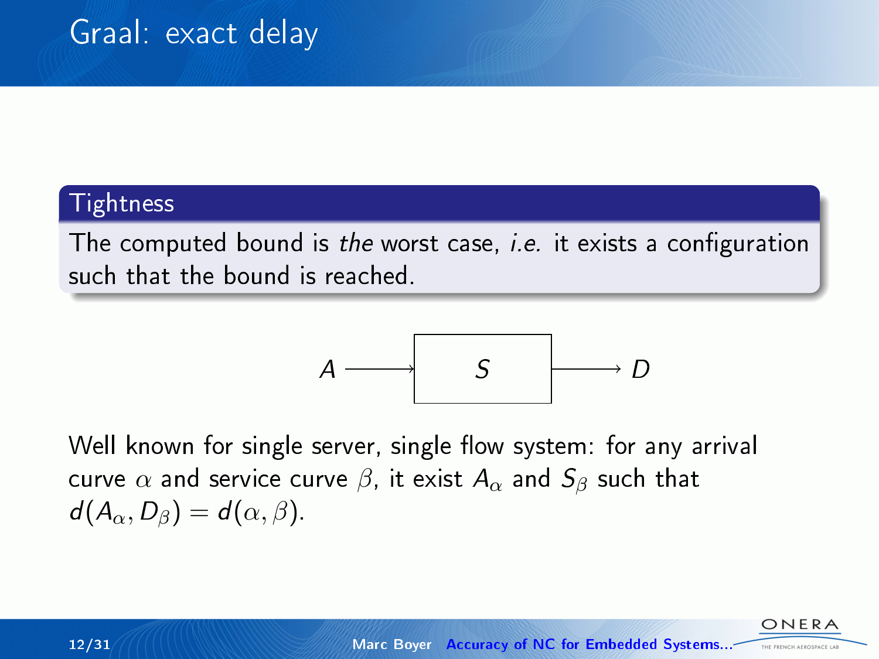# Graal: exact delay

**Tightness**

The computed bound is *the* worst case, *i.e.* it exists a configuration such that the bound is reached.

$$A \longrightarrow \boxed{S} \longrightarrow D$$

Well known for single server, single flow system: for any arrival curve $\alpha$ and service curve $\beta$, it exist $A_\alpha$ and $S_\beta$ such that $d(A_\alpha, D_\beta) = d(\alpha, \beta)$.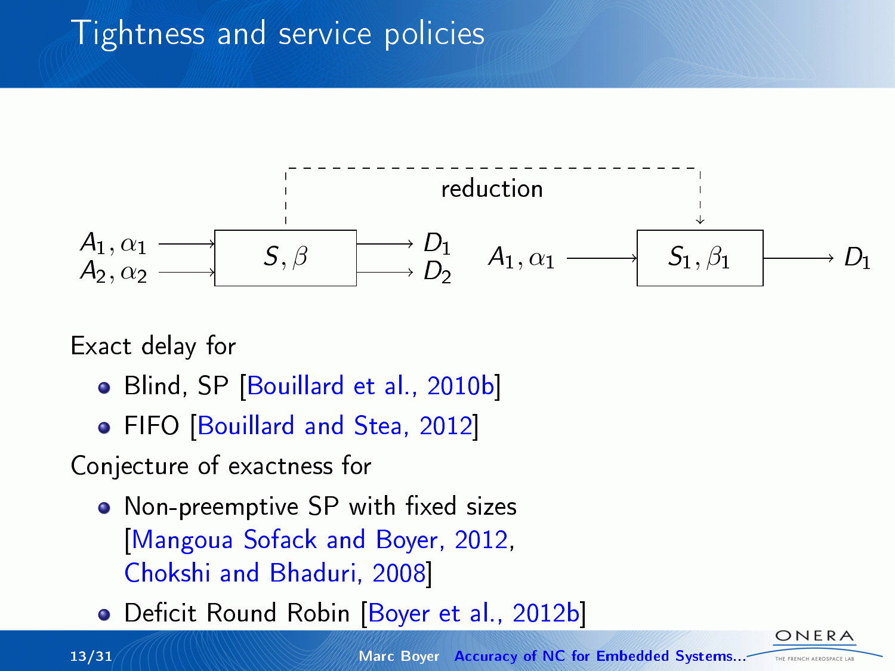# Tightness and service policies

$A_1, \alpha_1$ → $S, \beta$ → $D_1$
$A_2, \alpha_2$ → $S, \beta$ → $D_2$

reduction

$A_1, \alpha_1$ → $S_1, \beta_1$ → $D_1$

Exact delay for

- Blind, SP [Bouillard et al., 2010b]
- FIFO [Bouillard and Stea, 2012]

Conjecture of exactness for

- Non-preemptive SP with fixed sizes [Mangoua Sofack and Boyer, 2012, Chokshi and Bhaduri, 2008]
- Deficit Round Robin [Boyer et al., 2012b]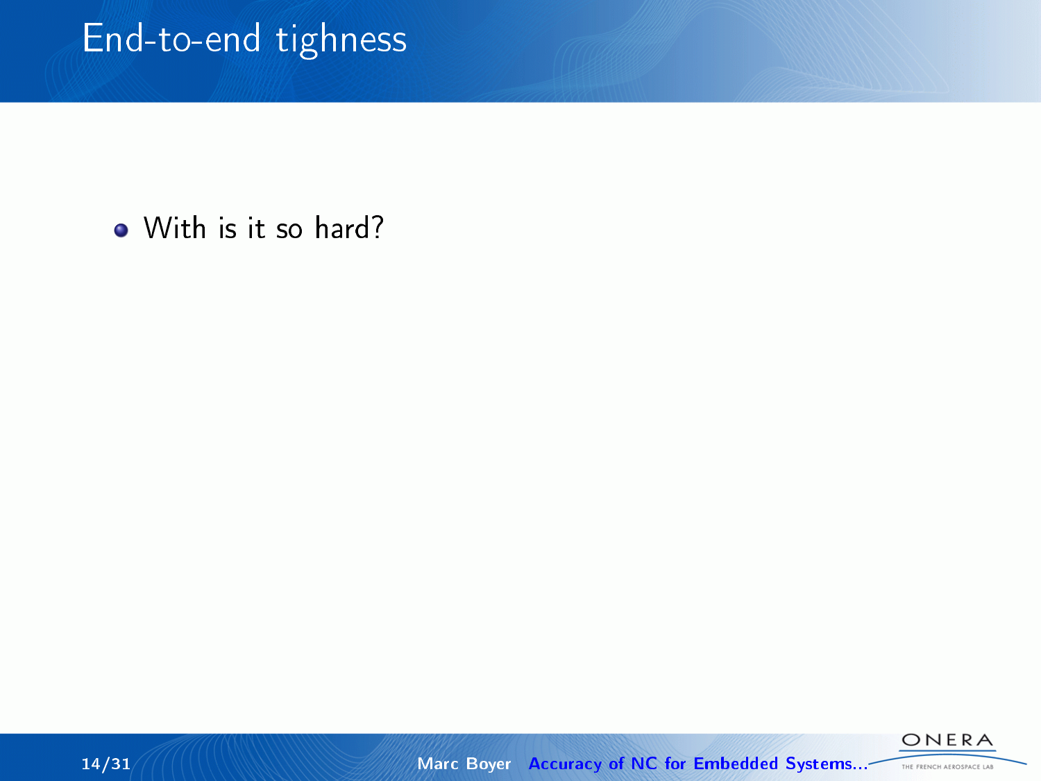# End-to-end tighness

- With is it so hard?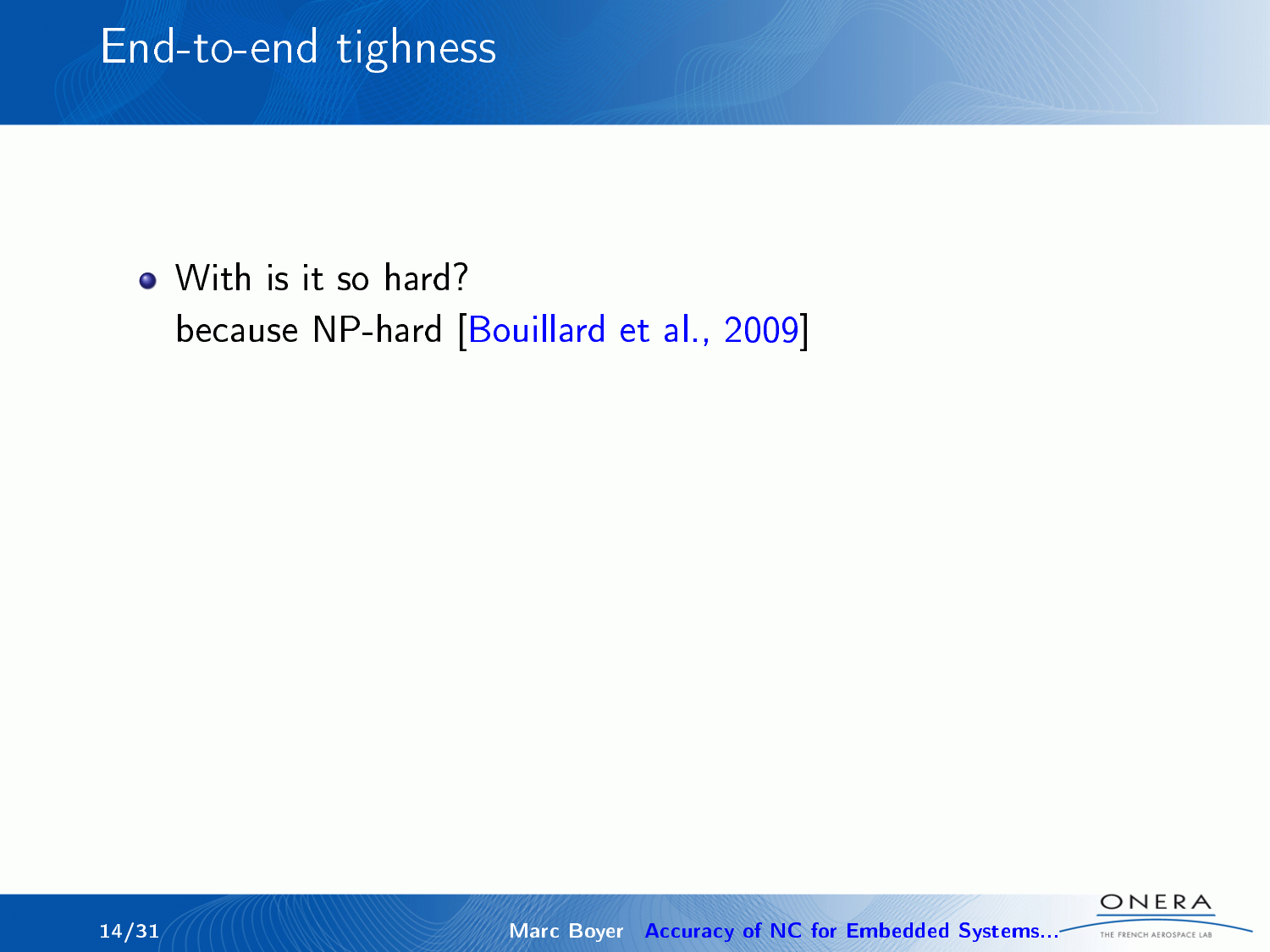# End-to-end tighness

- With is it so hard?
  because NP-hard [Bouillard et al., 2009]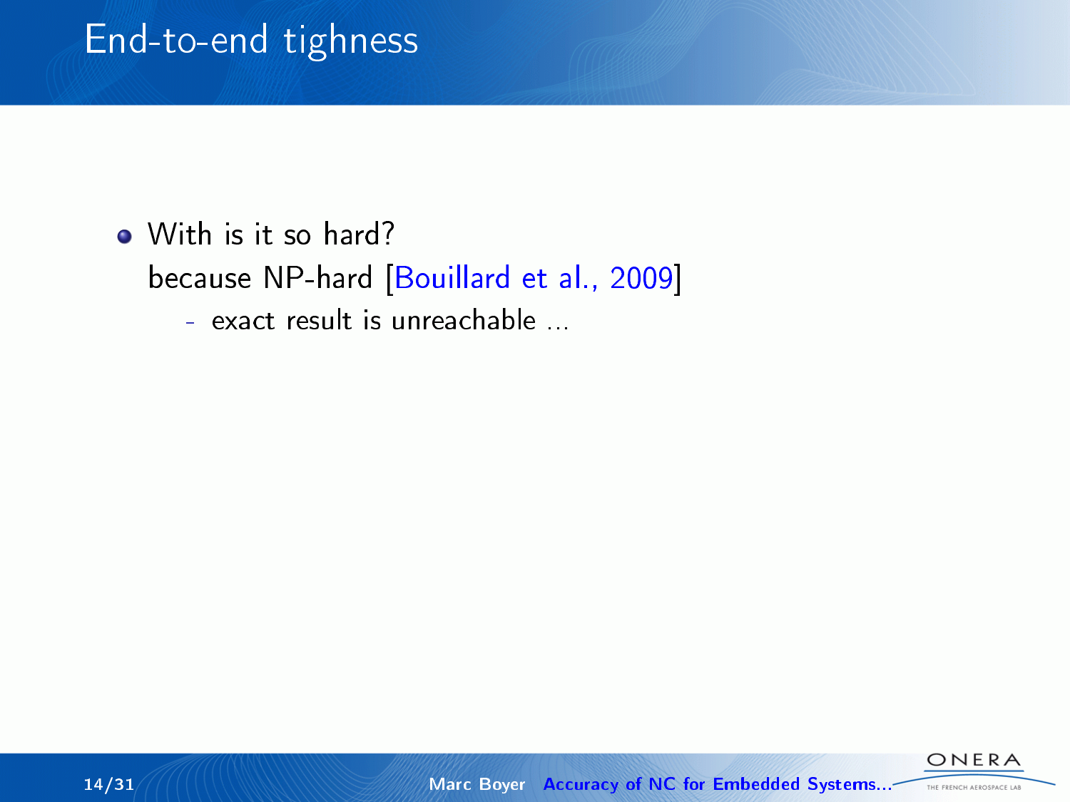# End-to-end tighness

- With is it so hard?
  because NP-hard [Bouillard et al., 2009]
  - exact result is unreachable ...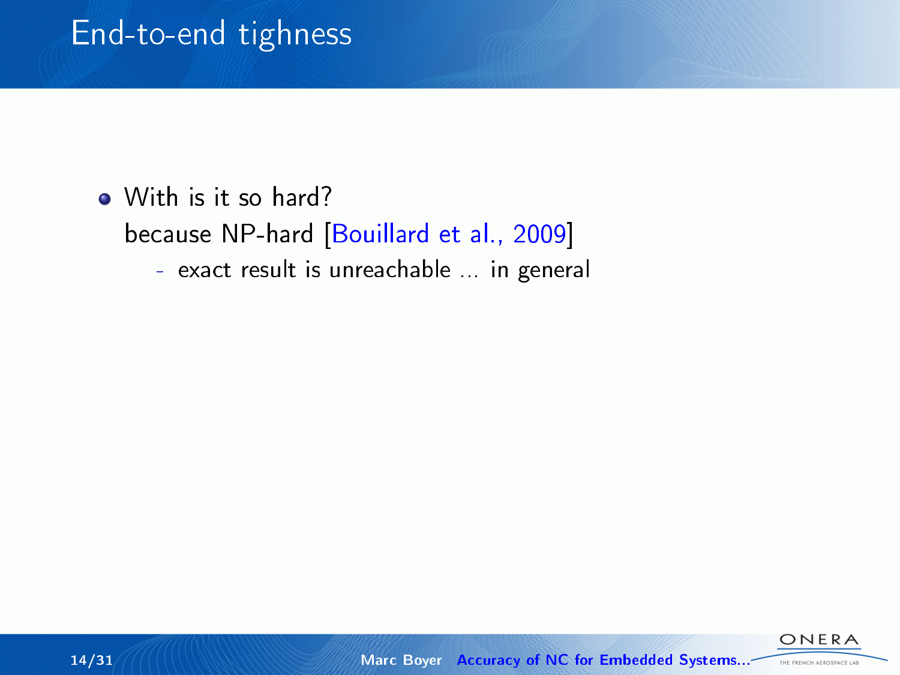# End-to-end tighness

- With is it so hard?
  because NP-hard [Bouillard et al., 2009]
  - exact result is unreachable ... in general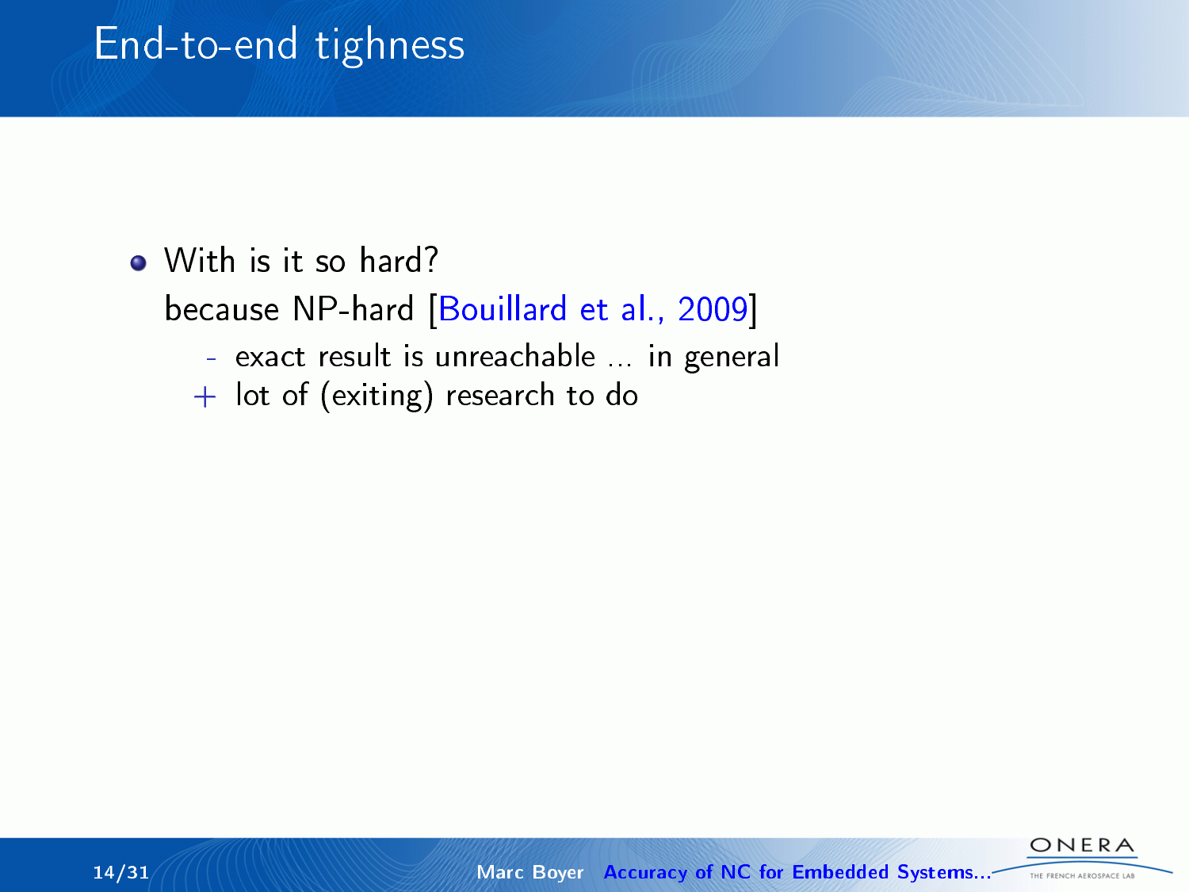# End-to-end tighness

- With is it so hard?
  because NP-hard [Bouillard et al., 2009]
  - exact result is unreachable ... in general
  + lot of (exiting) research to do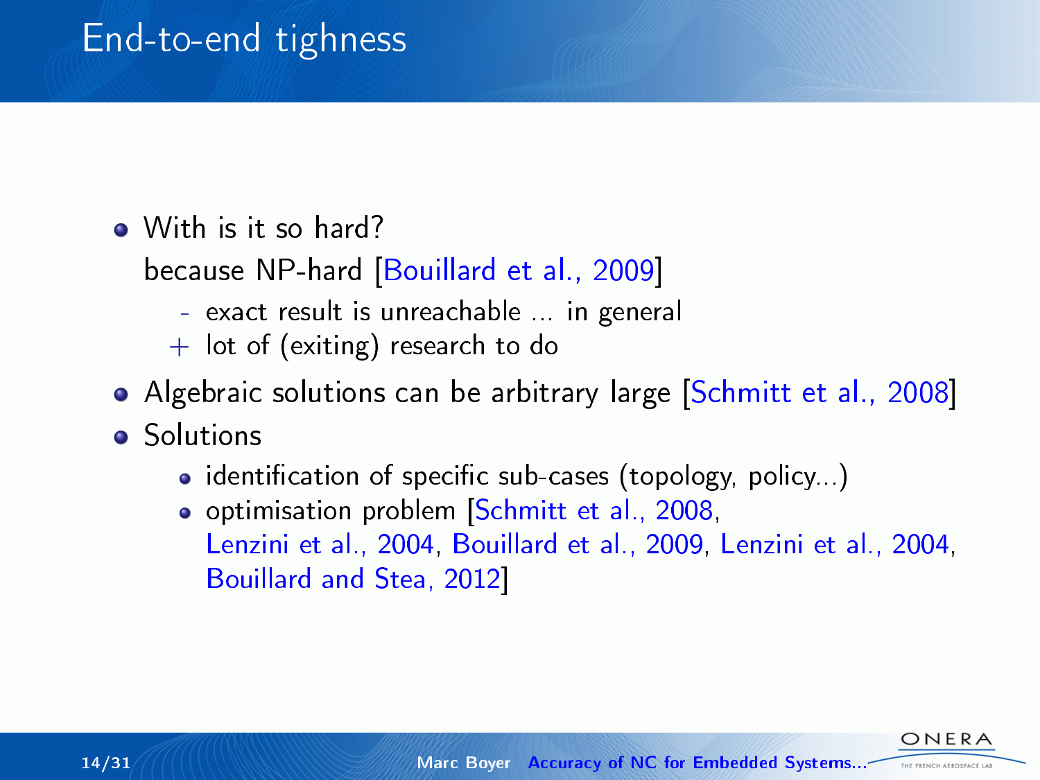# End-to-end tighness

- With is it so hard?

  because NP-hard [Bouillard et al., 2009]

  - exact result is unreachable ... in general
  + lot of (exiting) research to do
- Algebraic solutions can be arbitrary large [Schmitt et al., 2008]
- Solutions
  - identification of specific sub-cases (topology, policy...)
  - optimisation problem [Schmitt et al., 2008, Lenzini et al., 2004, Bouillard et al., 2009, Lenzini et al., 2004, Bouillard and Stea, 2012]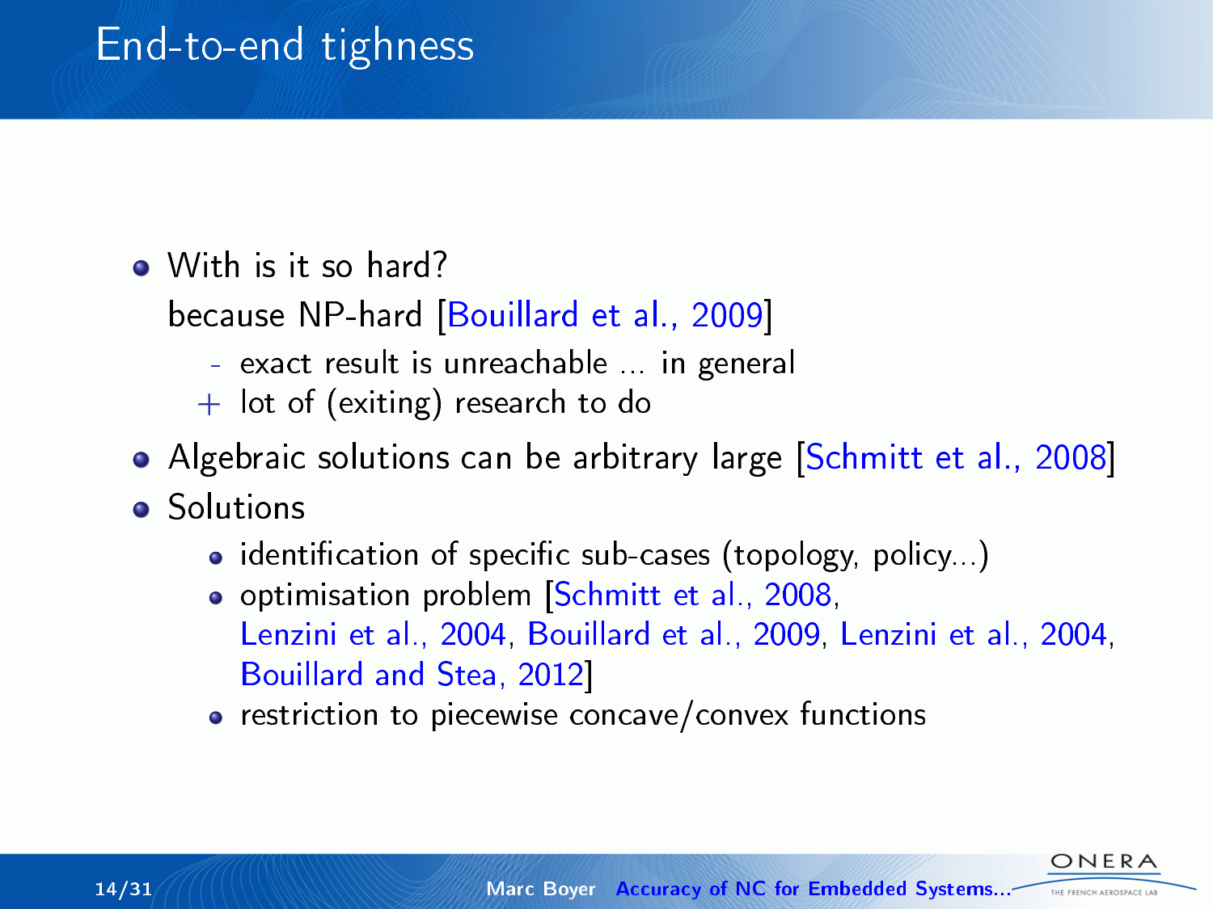# End-to-end tighness

- With is it so hard?

  because NP-hard [Bouillard et al., 2009]

  - exact result is unreachable ... in general
  - + lot of (exiting) research to do
- Algebraic solutions can be arbitrary large [Schmitt et al., 2008]
- Solutions
  - identification of specific sub-cases (topology, policy...)
  - optimisation problem [Schmitt et al., 2008, Lenzini et al., 2004, Bouillard et al., 2009, Lenzini et al., 2004, Bouillard and Stea, 2012]
  - restriction to piecewise concave/convex functions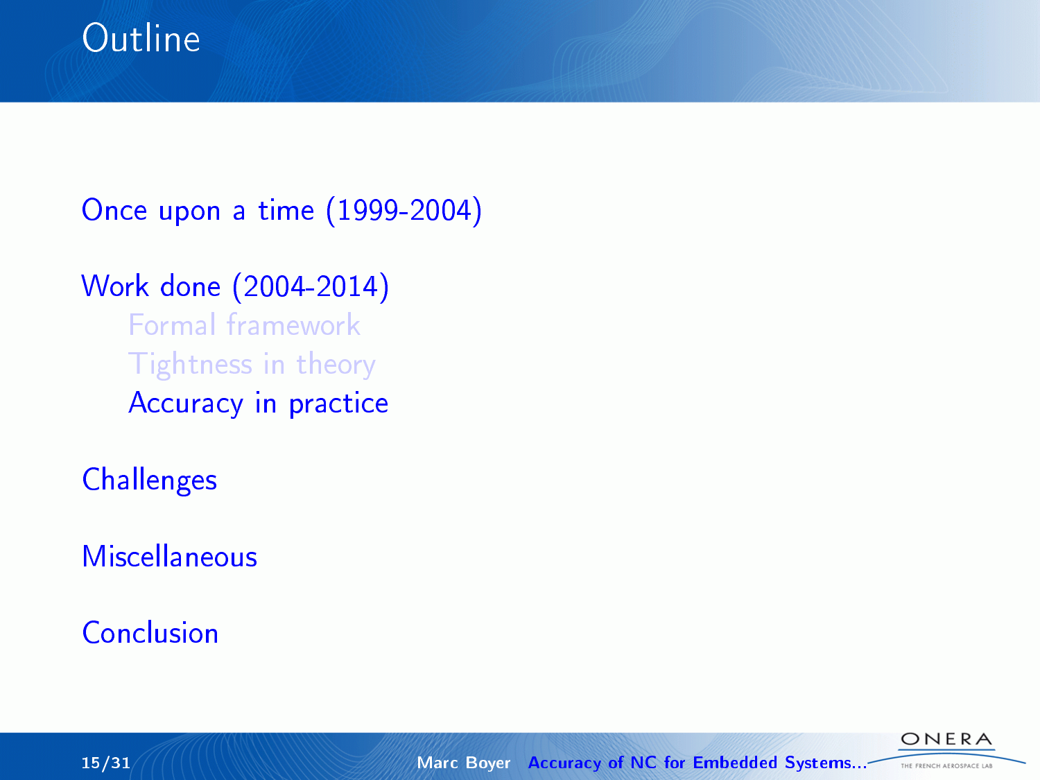# Outline

Once upon a time (1999-2004)

Work done (2004-2014)

- Formal framework
- Tightness in theory
- Accuracy in practice

Challenges

Miscellaneous

Conclusion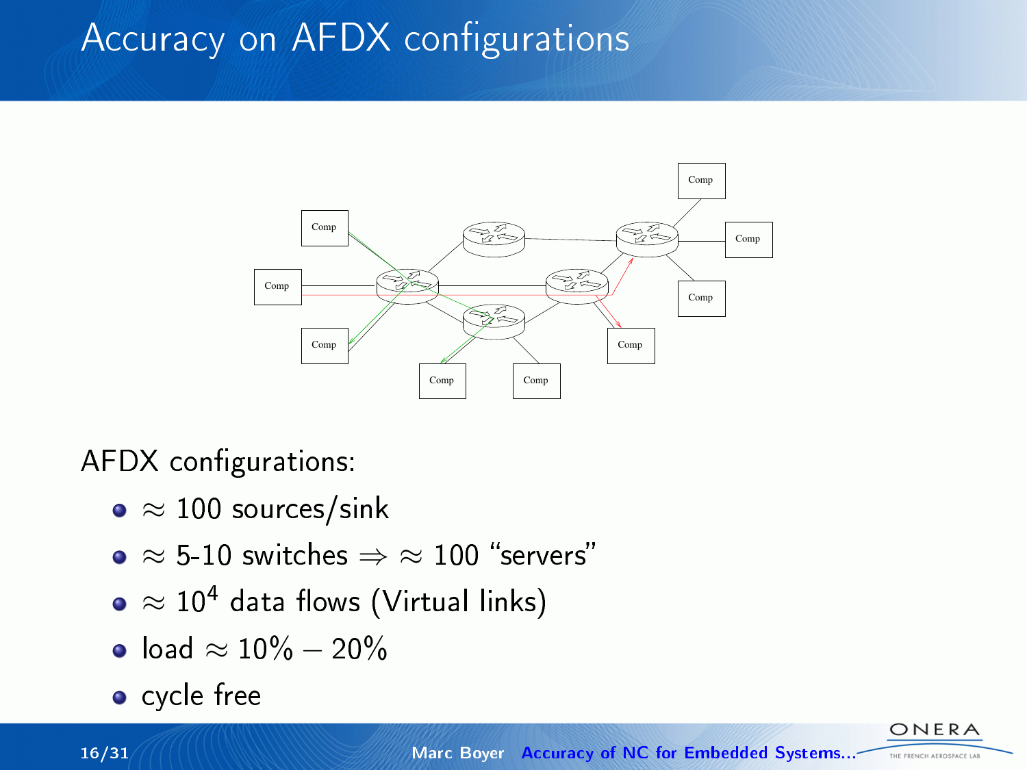# Accuracy on AFDX configurations

AFDX configurations:

- $\approx$ 100 sources/sink
- $\approx$ 5-10 switches $\Rightarrow$ $\approx$ 100 "servers"
- $\approx 10^4$ data flows (Virtual links)
- load $\approx 10\% - 20\%$
- cycle free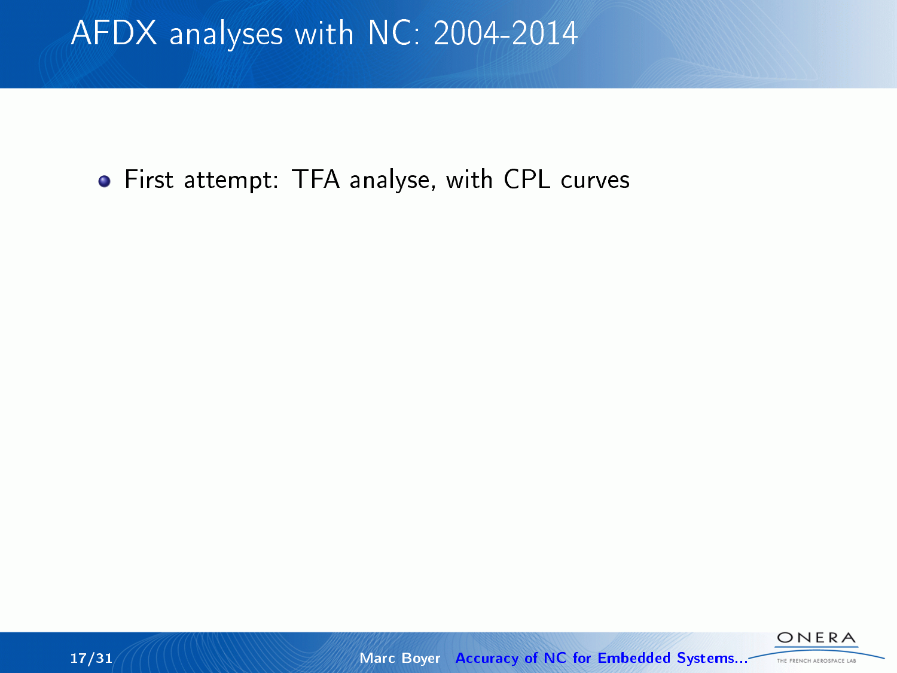# AFDX analyses with NC: 2004-2014

- First attempt: TFA analyse, with CPL curves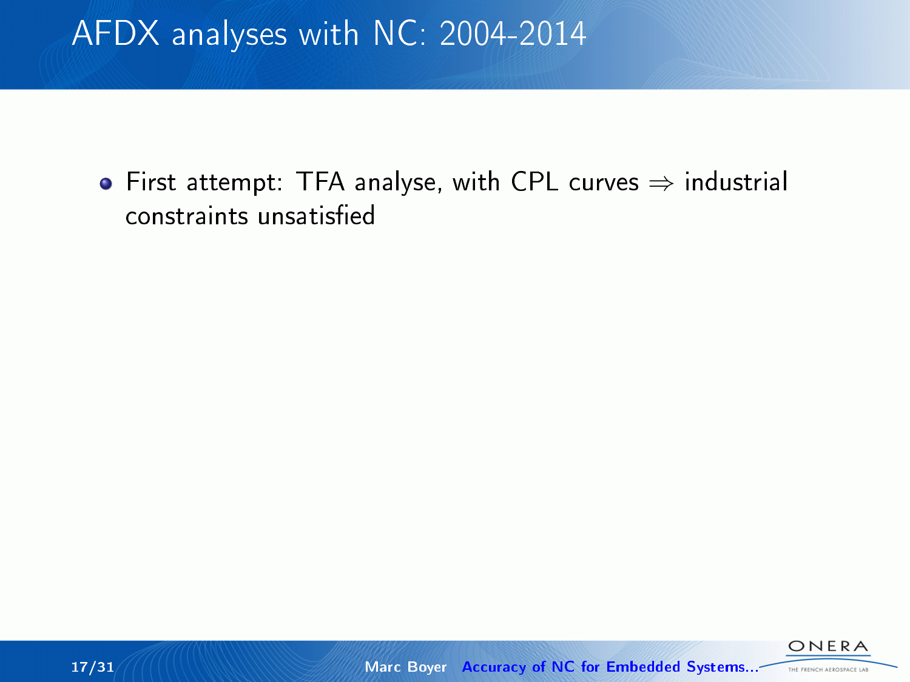# AFDX analyses with NC: 2004-2014

- First attempt: TFA analyse, with CPL curves $\Rightarrow$ industrial constraints unsatisfied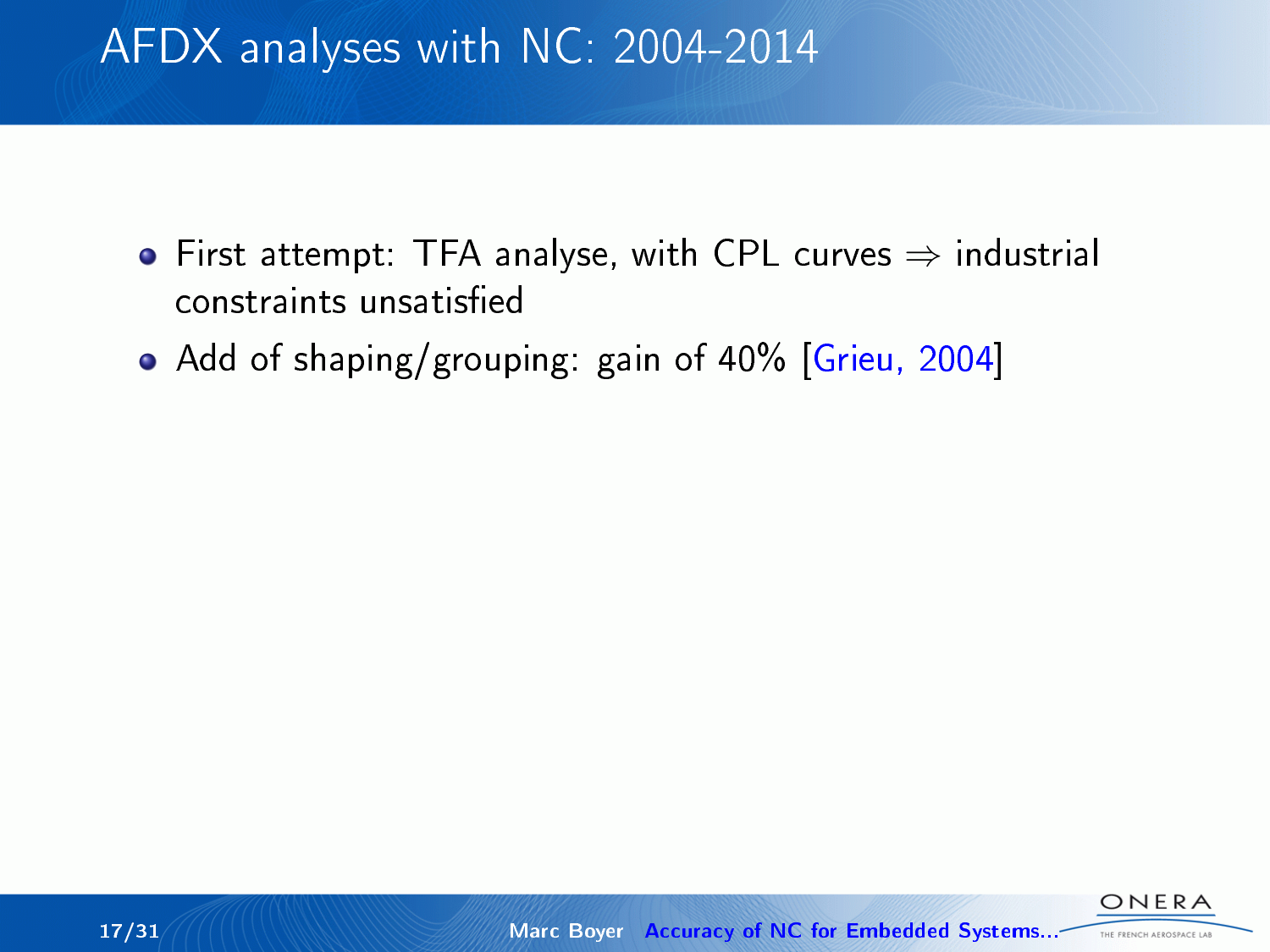# AFDX analyses with NC: 2004-2014

- First attempt: TFA analyse, with CPL curves $\Rightarrow$ industrial constraints unsatisfied
- Add of shaping/grouping: gain of 40% [Grieu, 2004]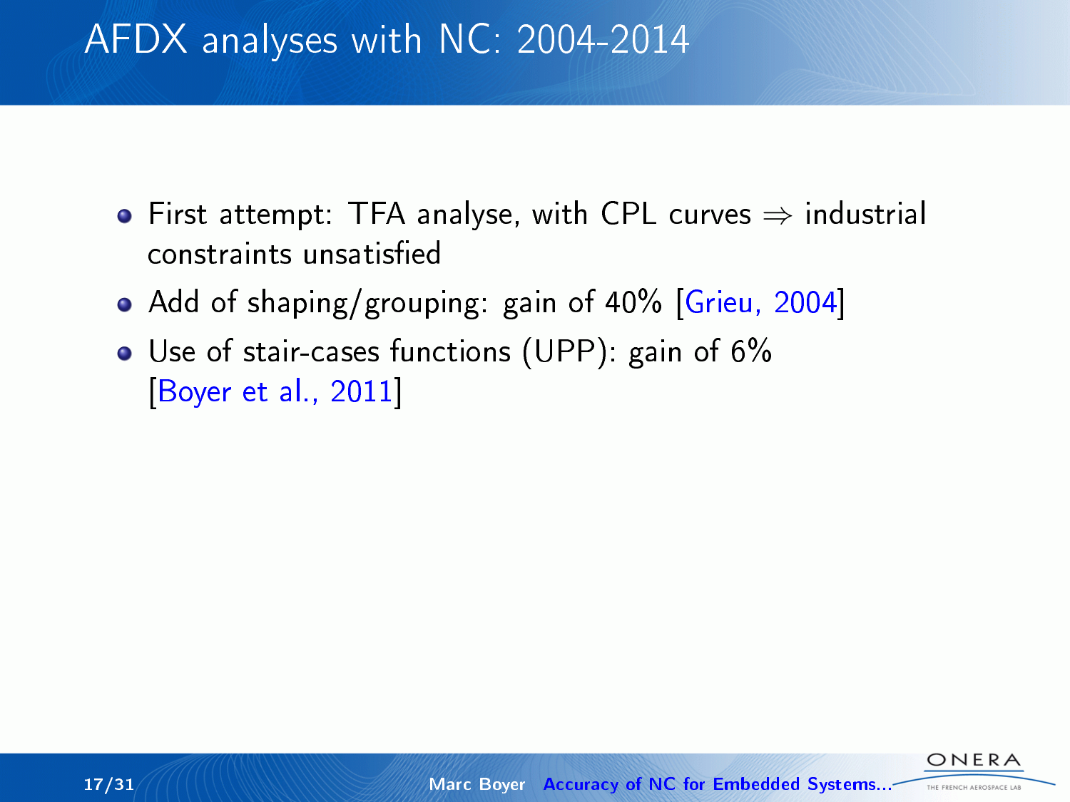# AFDX analyses with NC: 2004-2014

- First attempt: TFA analyse, with CPL curves $\Rightarrow$ industrial constraints unsatisfied
- Add of shaping/grouping: gain of 40% [Grieu, 2004]
- Use of stair-cases functions (UPP): gain of 6% [Boyer et al., 2011]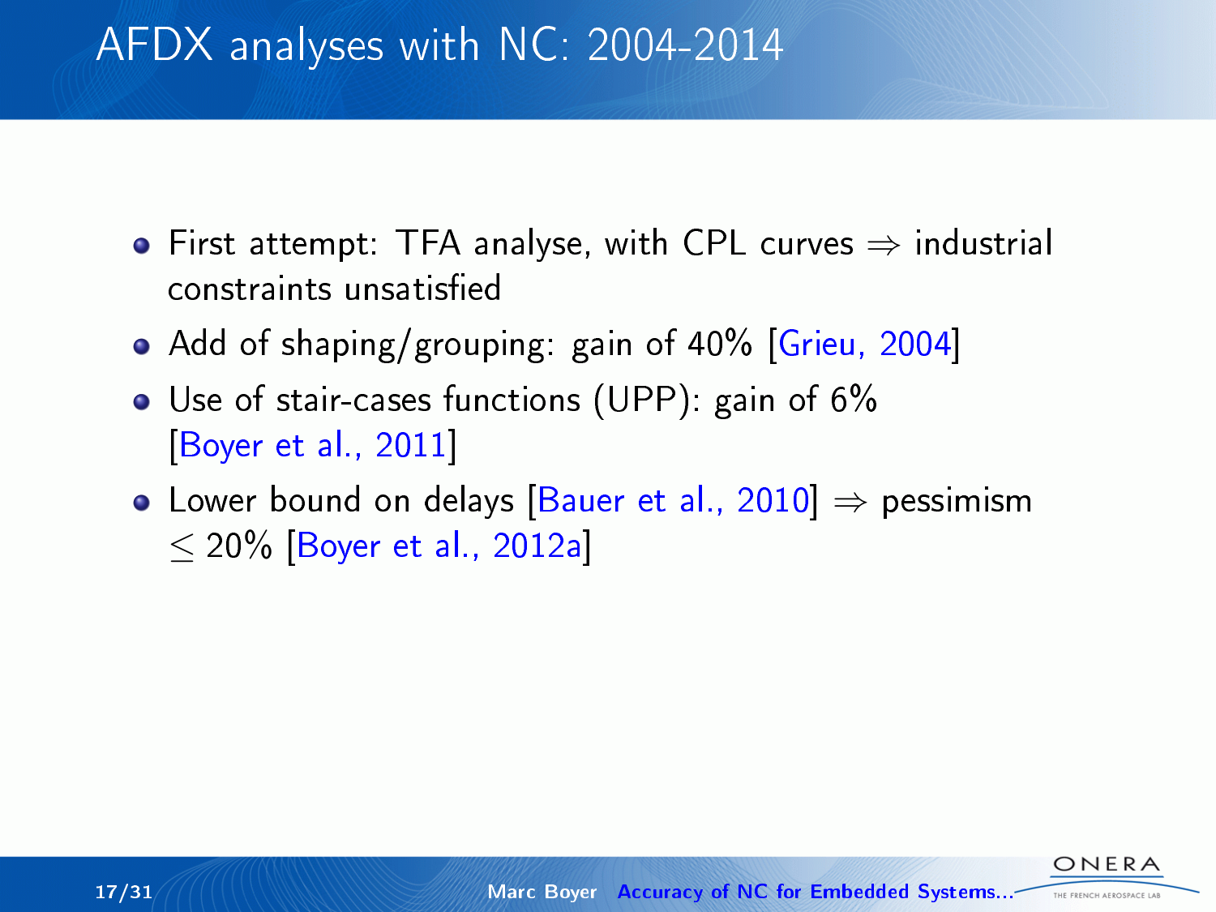# AFDX analyses with NC: 2004-2014

- First attempt: TFA analyse, with CPL curves $\Rightarrow$ industrial constraints unsatisfied
- Add of shaping/grouping: gain of 40% [Grieu, 2004]
- Use of stair-cases functions (UPP): gain of 6% [Boyer et al., 2011]
- Lower bound on delays [Bauer et al., 2010] $\Rightarrow$ pessimism $\leq$ 20% [Boyer et al., 2012a]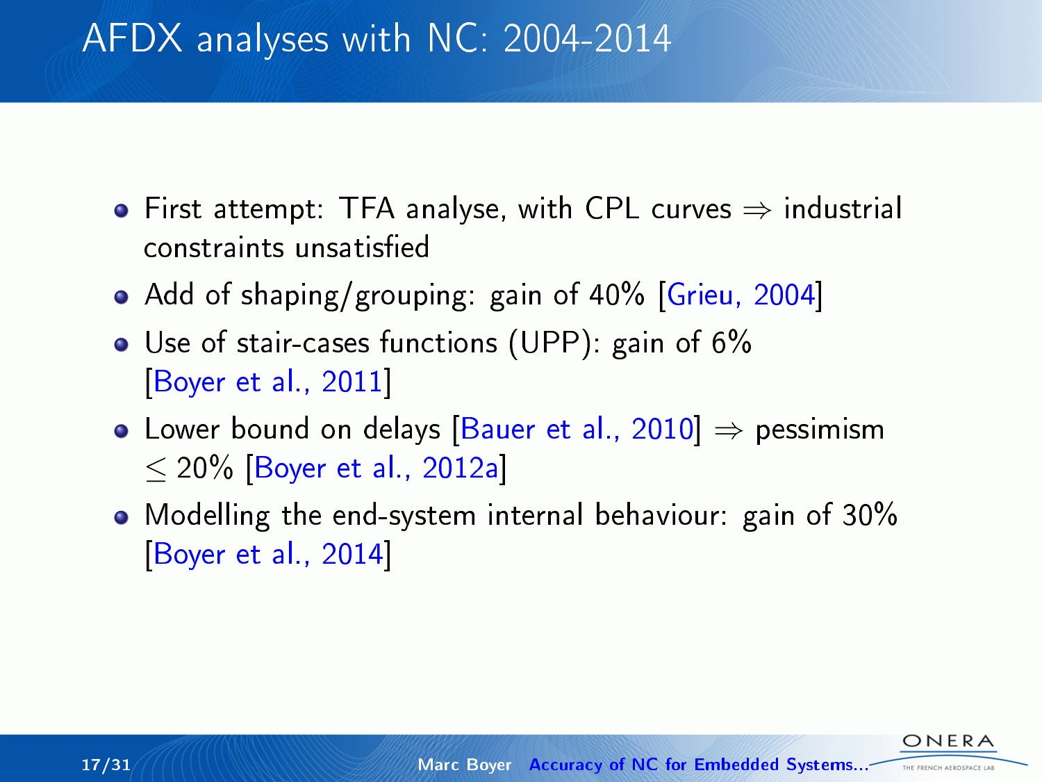# AFDX analyses with NC: 2004-2014

- First attempt: TFA analyse, with CPL curves $\Rightarrow$ industrial constraints unsatisfied
- Add of shaping/grouping: gain of 40% [Grieu, 2004]
- Use of stair-cases functions (UPP): gain of 6% [Boyer et al., 2011]
- Lower bound on delays [Bauer et al., 2010] $\Rightarrow$ pessimism $\leq 20\%$ [Boyer et al., 2012a]
- Modelling the end-system internal behaviour: gain of 30% [Boyer et al., 2014]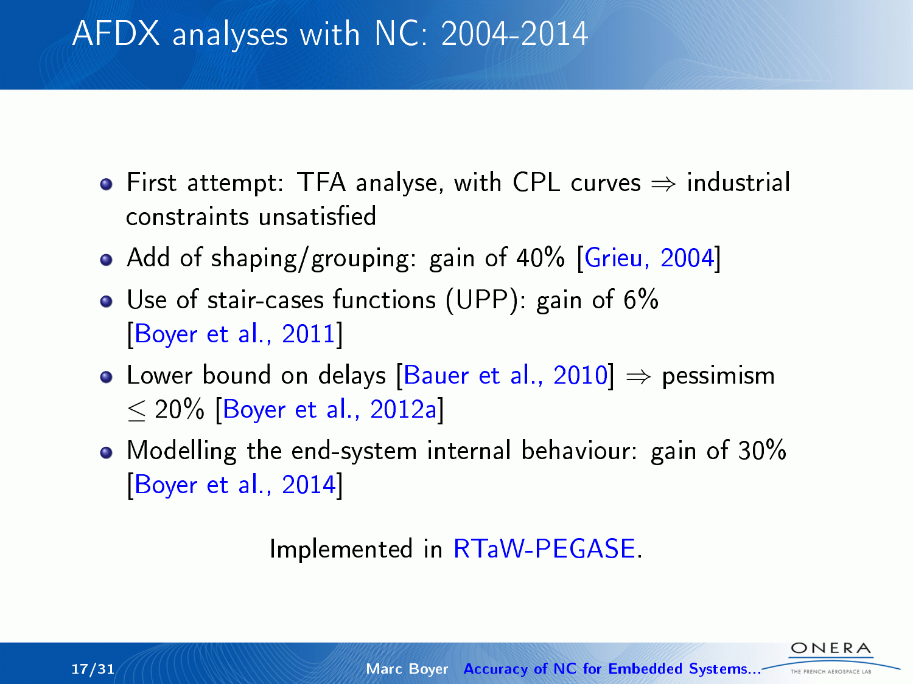# AFDX analyses with NC: 2004-2014

- First attempt: TFA analyse, with CPL curves $\Rightarrow$ industrial constraints unsatisfied
- Add of shaping/grouping: gain of 40% [Grieu, 2004]
- Use of stair-cases functions (UPP): gain of 6% [Boyer et al., 2011]
- Lower bound on delays [Bauer et al., 2010] $\Rightarrow$ pessimism $\leq$ 20% [Boyer et al., 2012a]
- Modelling the end-system internal behaviour: gain of 30% [Boyer et al., 2014]

Implemented in RTaW-PEGASE.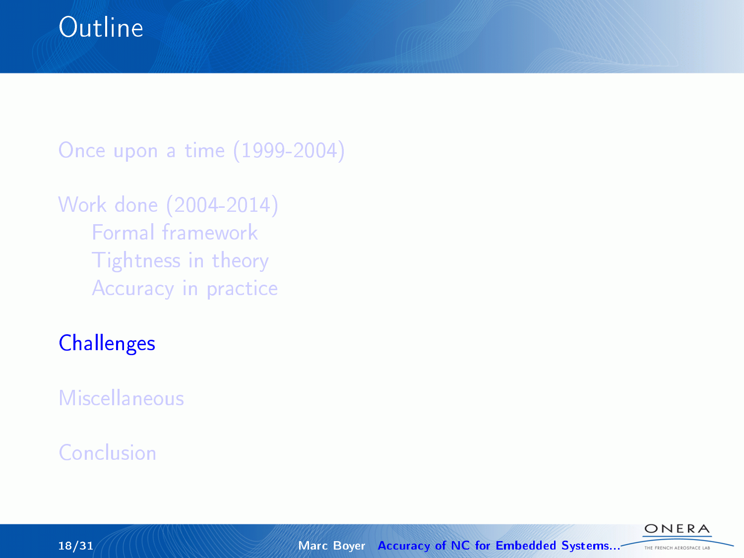# Outline

- Once upon a time (1999-2004)
- Work done (2004-2014)
  - Formal framework
  - Tightness in theory
  - Accuracy in practice
- **Challenges**
- Miscellaneous
- Conclusion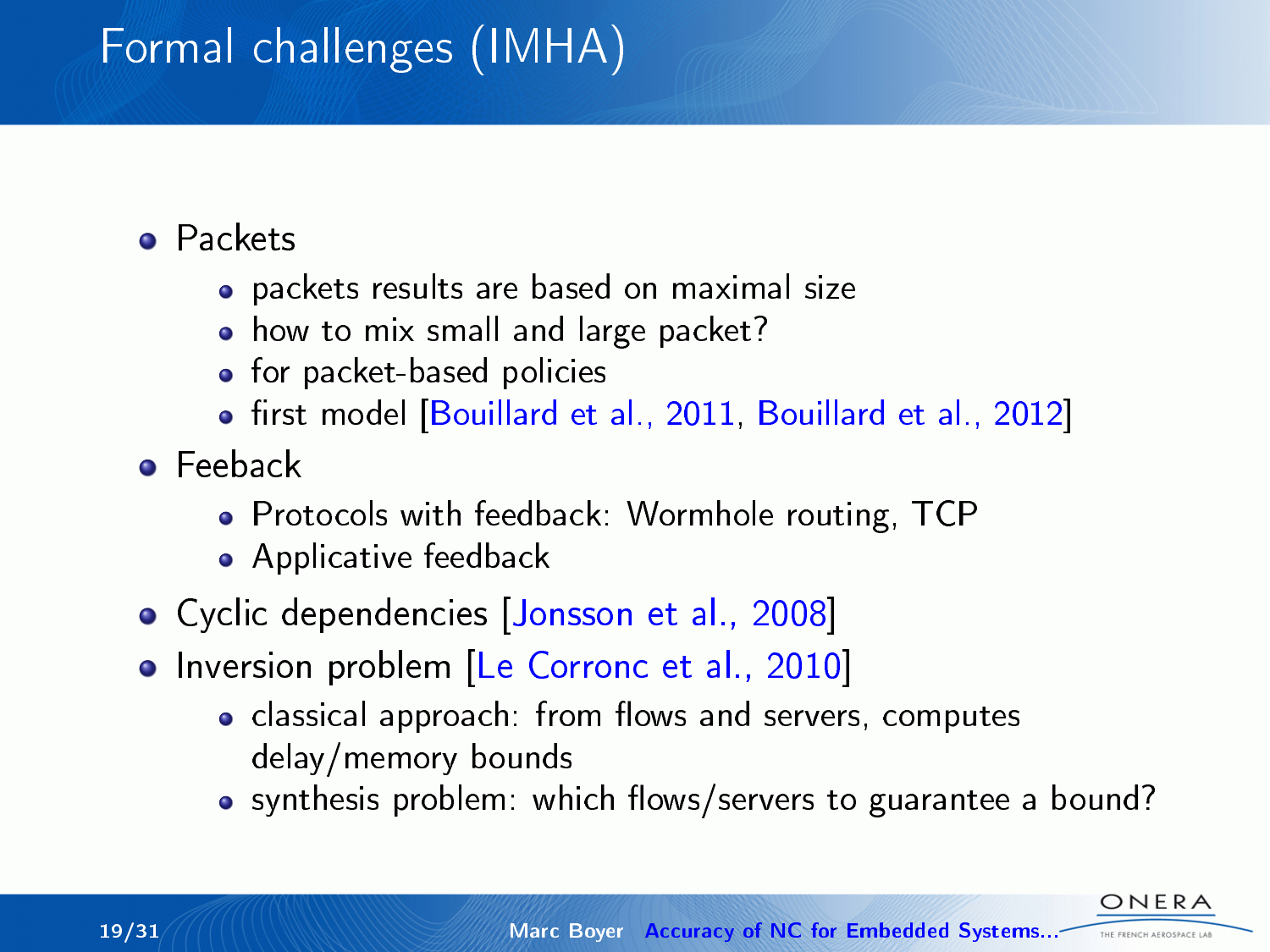# Formal challenges (IMHA)

- Packets
  - packets results are based on maximal size
  - how to mix small and large packet?
  - for packet-based policies
  - first model [Bouillard et al., 2011, Bouillard et al., 2012]
- Feeback
  - Protocols with feedback: Wormhole routing, TCP
  - Applicative feedback
- Cyclic dependencies [Jonsson et al., 2008]
- Inversion problem [Le Corronc et al., 2010]
  - classical approach: from flows and servers, computes delay/memory bounds
  - synthesis problem: which flows/servers to guarantee a bound?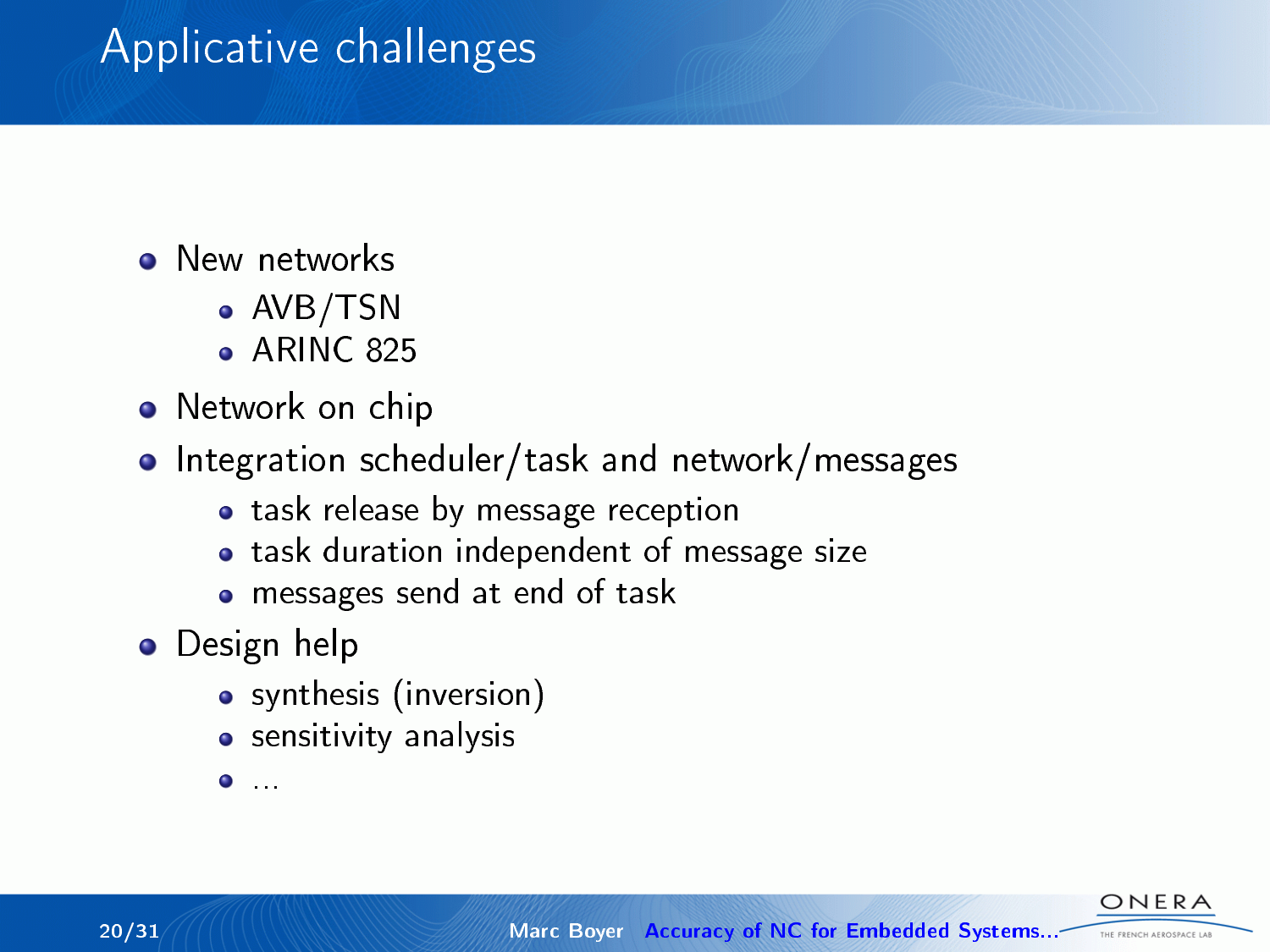# Applicative challenges

- New networks
  - AVB/TSN
  - ARINC 825
- Network on chip
- Integration scheduler/task and network/messages
  - task release by message reception
  - task duration independent of message size
  - messages send at end of task
- Design help
  - synthesis (inversion)
  - sensitivity analysis
  - ...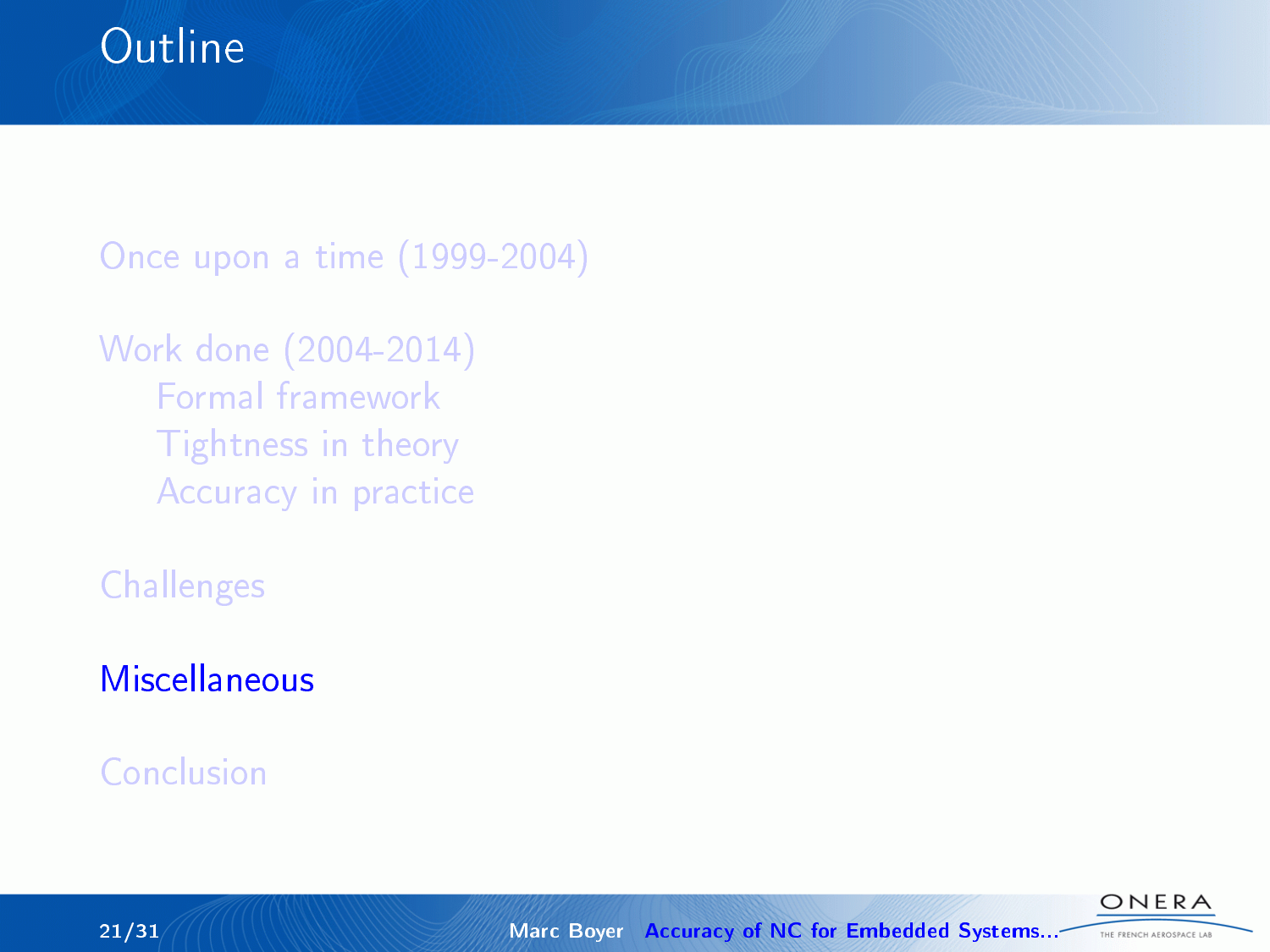# Outline

- Once upon a time (1999-2004)
- Work done (2004-2014)
  - Formal framework
  - Tightness in theory
  - Accuracy in practice
- Challenges
- **Miscellaneous**
- Conclusion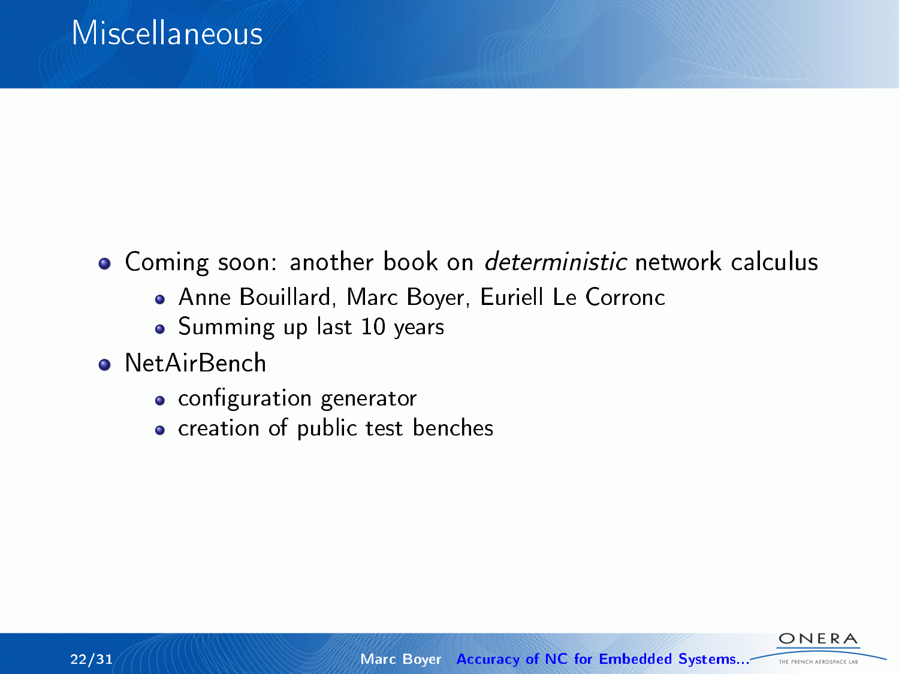# Miscellaneous

- Coming soon: another book on *deterministic* network calculus
  - Anne Bouillard, Marc Boyer, Euriell Le Corronc
  - Summing up last 10 years
- NetAirBench
  - configuration generator
  - creation of public test benches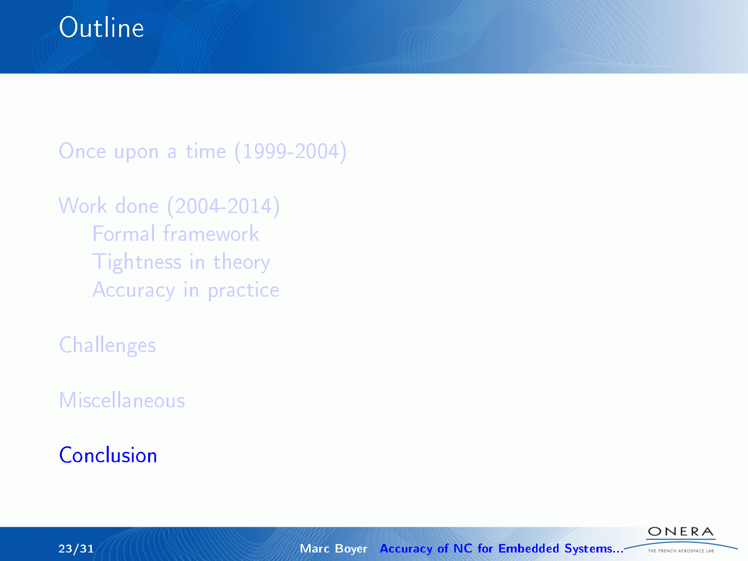# Outline

Once upon a time (1999-2004)

Work done (2004-2014)

- Formal framework
- Tightness in theory
- Accuracy in practice

Challenges

Miscellaneous

Conclusion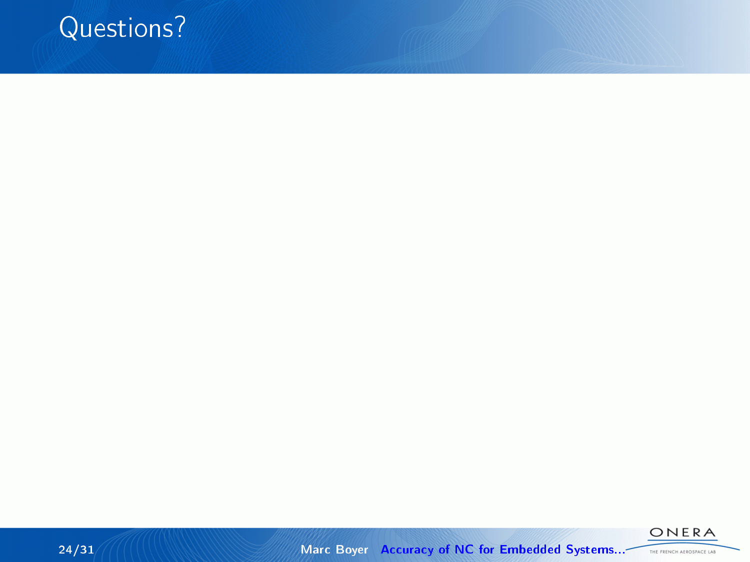# Questions?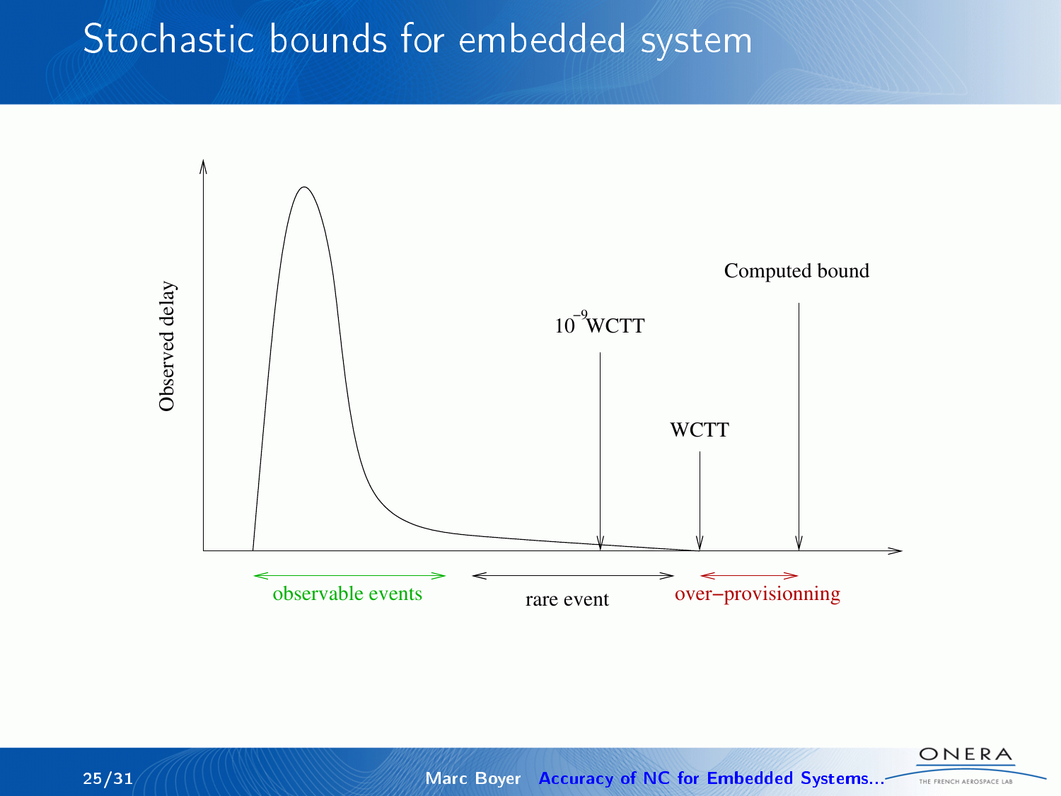# Stochastic bounds for embedded system

Observed delay

$10^{-9}$WCTT

WCTT

Computed bound

observable events

rare event

over–provisionning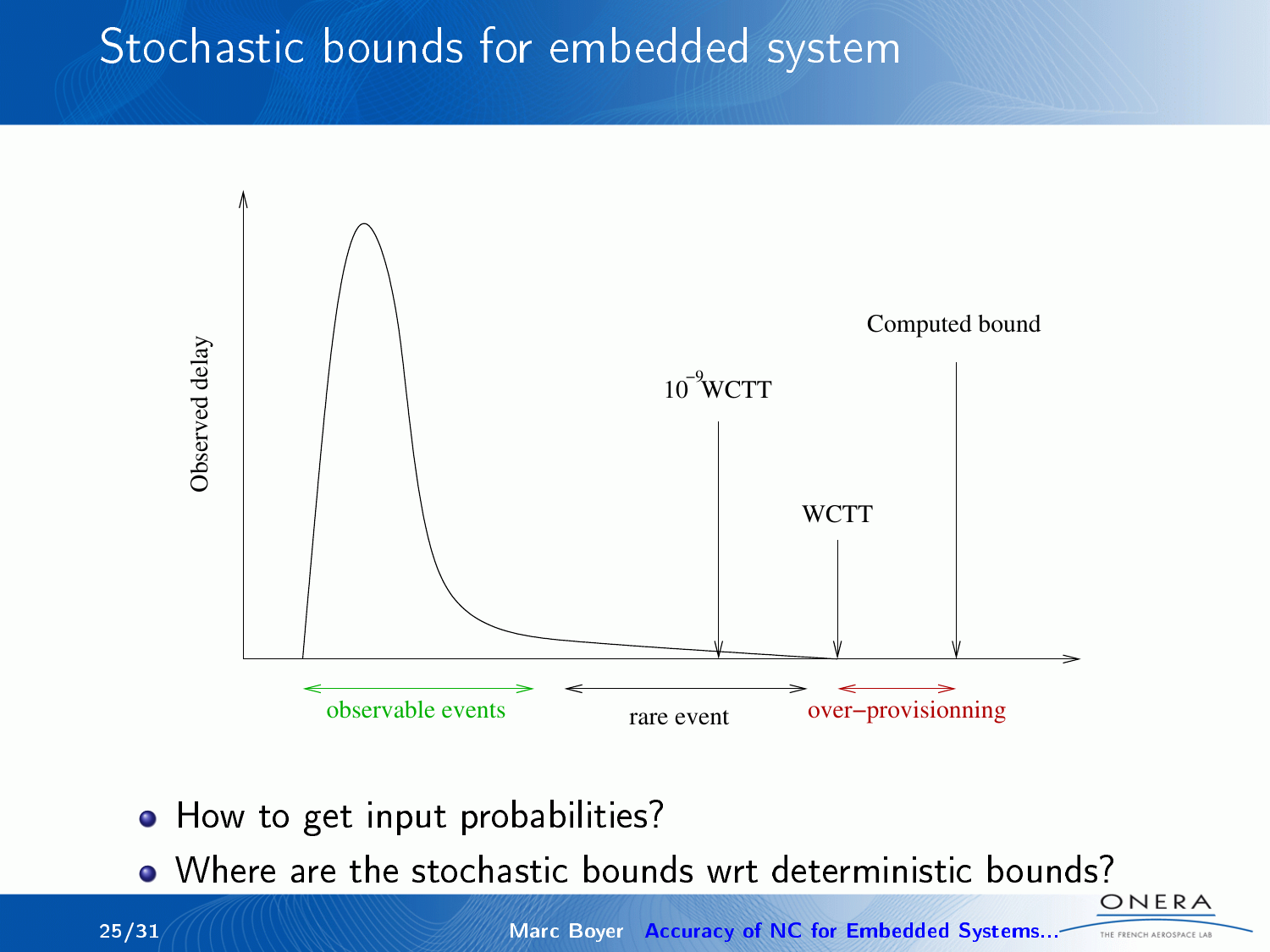# Stochastic bounds for embedded system

Observed delay

$10^{-9}$ WCTT

Computed bound

WCTT

observable events

rare event

over–provisionning

- How to get input probabilities?
- Where are the stochastic bounds wrt deterministic bounds?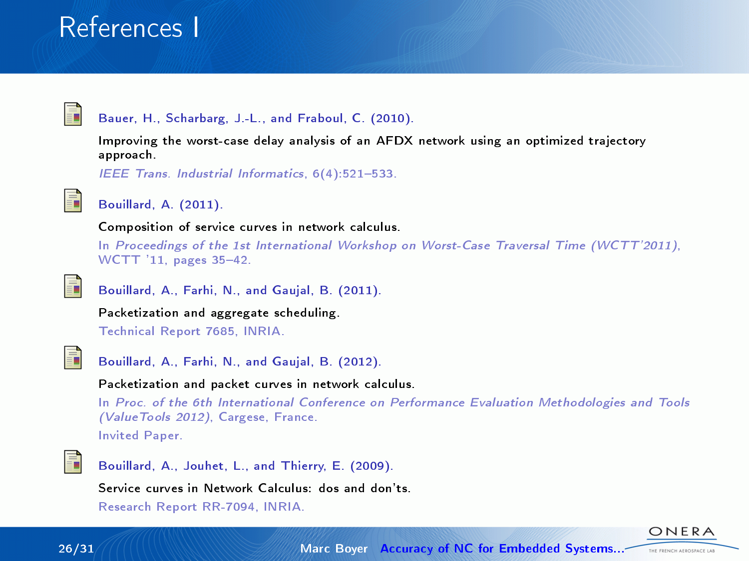# References I

Bauer, H., Scharbarg, J.-L., and Fraboul, C. (2010).

Improving the worst-case delay analysis of an AFDX network using an optimized trajectory approach.

*IEEE Trans. Industrial Informatics*, 6(4):521–533.

Bouillard, A. (2011).

Composition of service curves in network calculus.

In *Proceedings of the 1st International Workshop on Worst-Case Traversal Time (WCTT'2011)*, WCTT '11, pages 35–42.

Bouillard, A., Farhi, N., and Gaujal, B. (2011).

Packetization and aggregate scheduling.

Technical Report 7685, INRIA.

Bouillard, A., Farhi, N., and Gaujal, B. (2012).

Packetization and packet curves in network calculus.

In *Proc. of the 6th International Conference on Performance Evaluation Methodologies and Tools (ValueTools 2012)*, Cargese, France.

Invited Paper.

Bouillard, A., Jouhet, L., and Thierry, E. (2009).

Service curves in Network Calculus: dos and don'ts.

Research Report RR-7094, INRIA.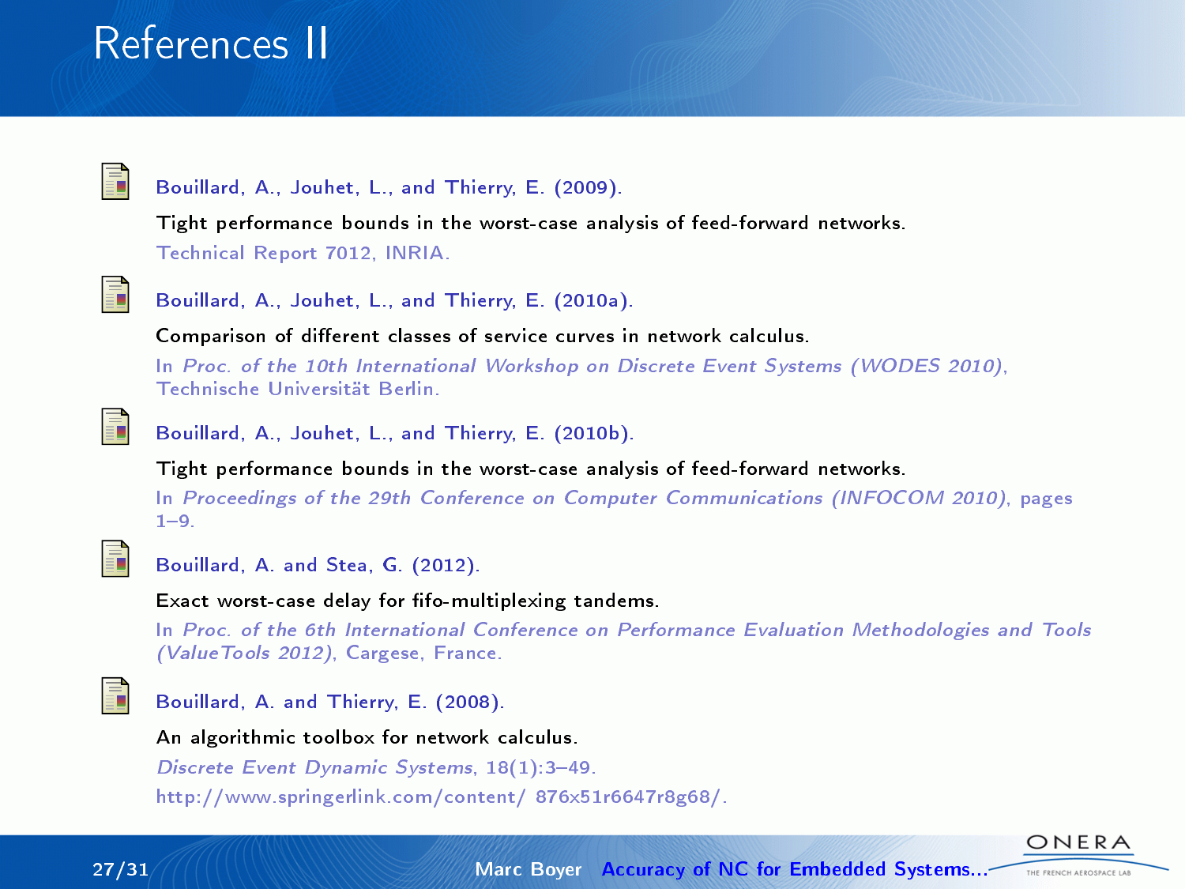# References II

Bouillard, A., Jouhet, L., and Thierry, E. (2009).

Tight performance bounds in the worst-case analysis of feed-forward networks.

Technical Report 7012, INRIA.

Bouillard, A., Jouhet, L., and Thierry, E. (2010a).

Comparison of different classes of service curves in network calculus.

In *Proc. of the 10th International Workshop on Discrete Event Systems (WODES 2010)*, Technische Universität Berlin.

Bouillard, A., Jouhet, L., and Thierry, E. (2010b).

Tight performance bounds in the worst-case analysis of feed-forward networks.

In *Proceedings of the 29th Conference on Computer Communications (INFOCOM 2010)*, pages 1–9.

Bouillard, A. and Stea, G. (2012).

Exact worst-case delay for fifo-multiplexing tandems.

In *Proc. of the 6th International Conference on Performance Evaluation Methodologies and Tools (ValueTools 2012)*, Cargese, France.

Bouillard, A. and Thierry, E. (2008).

An algorithmic toolbox for network calculus.

*Discrete Event Dynamic Systems*, 18(1):3–49.

http://www.springerlink.com/content/ 876x51r6647r8g68/.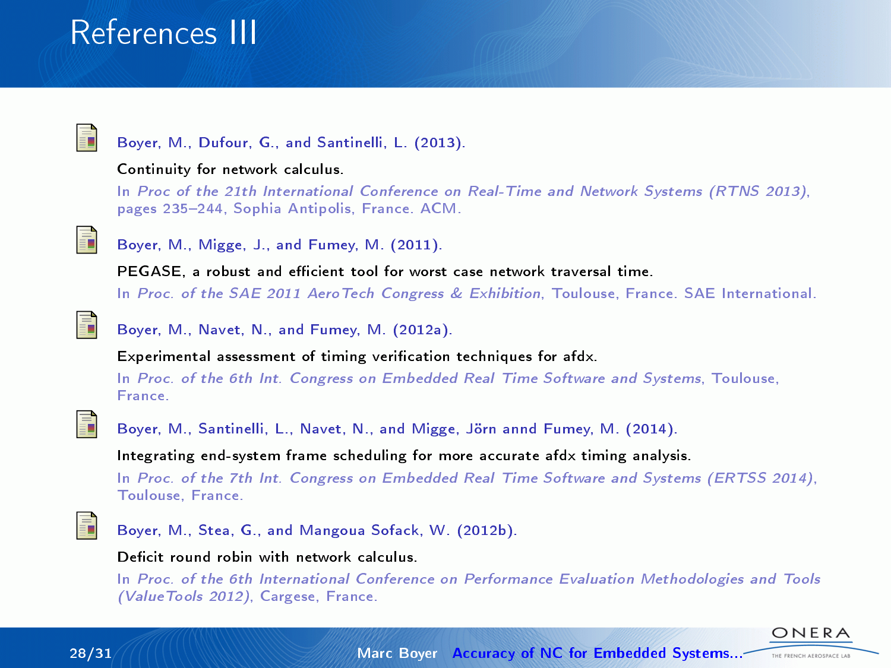# References III

Boyer, M., Dufour, G., and Santinelli, L. (2013).

Continuity for network calculus.

In *Proc of the 21th International Conference on Real-Time and Network Systems (RTNS 2013)*, pages 235–244, Sophia Antipolis, France. ACM.

Boyer, M., Migge, J., and Fumey, M. (2011).

PEGASE, a robust and efficient tool for worst case network traversal time.

In *Proc. of the SAE 2011 AeroTech Congress & Exhibition*, Toulouse, France. SAE International.

Boyer, M., Navet, N., and Fumey, M. (2012a).

Experimental assessment of timing verification techniques for afdx.

In *Proc. of the 6th Int. Congress on Embedded Real Time Software and Systems*, Toulouse, France.

Boyer, M., Santinelli, L., Navet, N., and Migge, Jörn annd Fumey, M. (2014).

Integrating end-system frame scheduling for more accurate afdx timing analysis.

In *Proc. of the 7th Int. Congress on Embedded Real Time Software and Systems (ERTSS 2014)*, Toulouse, France.

Boyer, M., Stea, G., and Mangoua Sofack, W. (2012b).

Deficit round robin with network calculus.

In *Proc. of the 6th International Conference on Performance Evaluation Methodologies and Tools (ValueTools 2012)*, Cargese, France.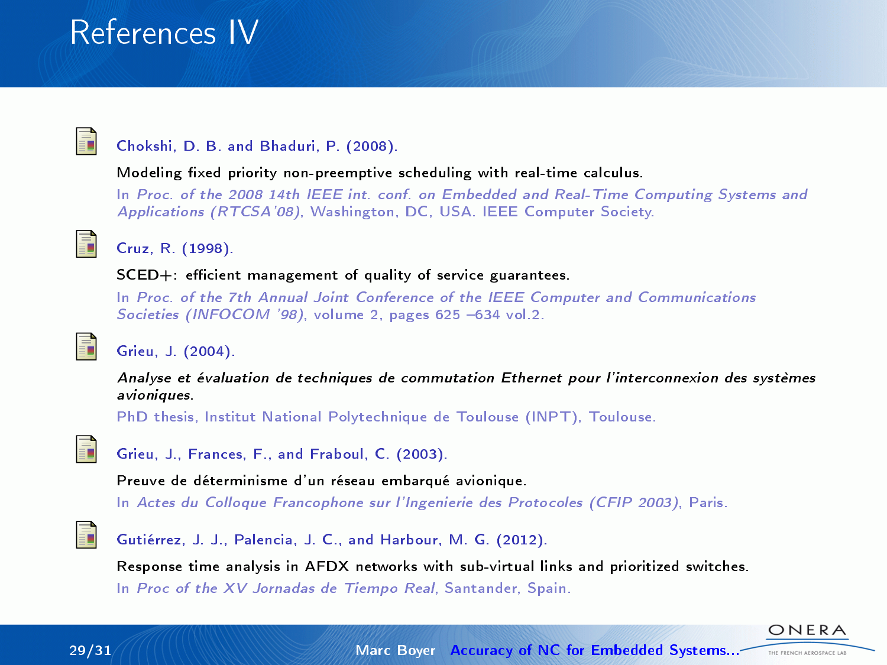# References IV

Chokshi, D. B. and Bhaduri, P. (2008).

Modeling fixed priority non-preemptive scheduling with real-time calculus.

In *Proc. of the 2008 14th IEEE int. conf. on Embedded and Real-Time Computing Systems and Applications (RTCSA'08)*, Washington, DC, USA. IEEE Computer Society.

Cruz, R. (1998).

SCED+: efficient management of quality of service guarantees.

In *Proc. of the 7th Annual Joint Conference of the IEEE Computer and Communications Societies (INFOCOM '98)*, volume 2, pages 625 –634 vol.2.

Grieu, J. (2004).

*Analyse et évaluation de techniques de commutation Ethernet pour l'interconnexion des systèmes avioniques.*

PhD thesis, Institut National Polytechnique de Toulouse (INPT), Toulouse.

Grieu, J., Frances, F., and Fraboul, C. (2003).

Preuve de déterminisme d'un réseau embarqué avionique.

In *Actes du Colloque Francophone sur l'Ingenierie des Protocoles (CFIP 2003)*, Paris.

Gutiérrez, J. J., Palencia, J. C., and Harbour, M. G. (2012).

Response time analysis in AFDX networks with sub-virtual links and prioritized switches.

In *Proc of the XV Jornadas de Tiempo Real*, Santander, Spain.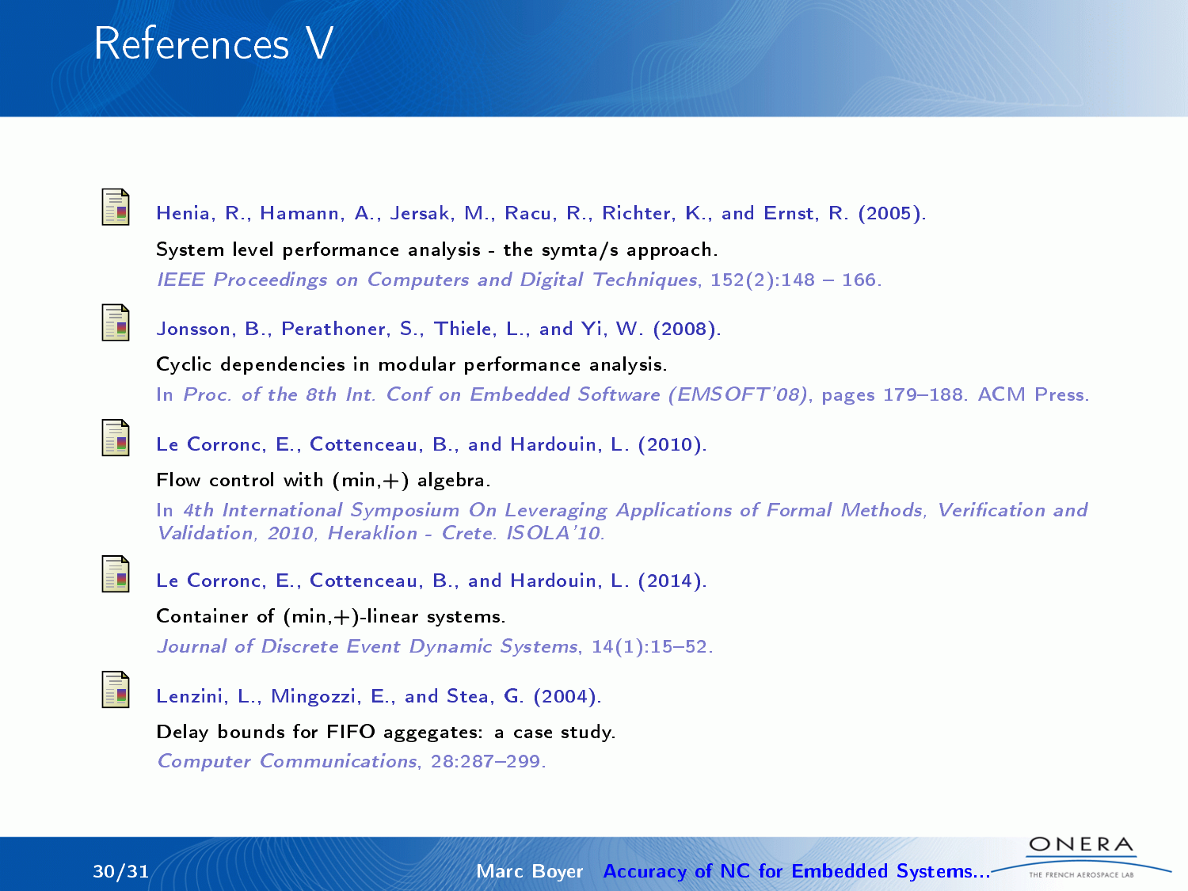# References V

Henia, R., Hamann, A., Jersak, M., Racu, R., Richter, K., and Ernst, R. (2005).

System level performance analysis - the symta/s approach.

*IEEE Proceedings on Computers and Digital Techniques*, 152(2):148 – 166.

Jonsson, B., Perathoner, S., Thiele, L., and Yi, W. (2008).

Cyclic dependencies in modular performance analysis.

In *Proc. of the 8th Int. Conf on Embedded Software (EMSOFT'08)*, pages 179–188. ACM Press.

Le Corronc, E., Cottenceau, B., and Hardouin, L. (2010).

Flow control with (min,+) algebra.

In *4th International Symposium On Leveraging Applications of Formal Methods, Verification and Validation, 2010, Heraklion - Crete. ISOLA'10.*

Le Corronc, E., Cottenceau, B., and Hardouin, L. (2014).

Container of (min,+)-linear systems.

*Journal of Discrete Event Dynamic Systems*, 14(1):15–52.

Lenzini, L., Mingozzi, E., and Stea, G. (2004).

Delay bounds for FIFO aggegates: a case study.

*Computer Communications*, 28:287–299.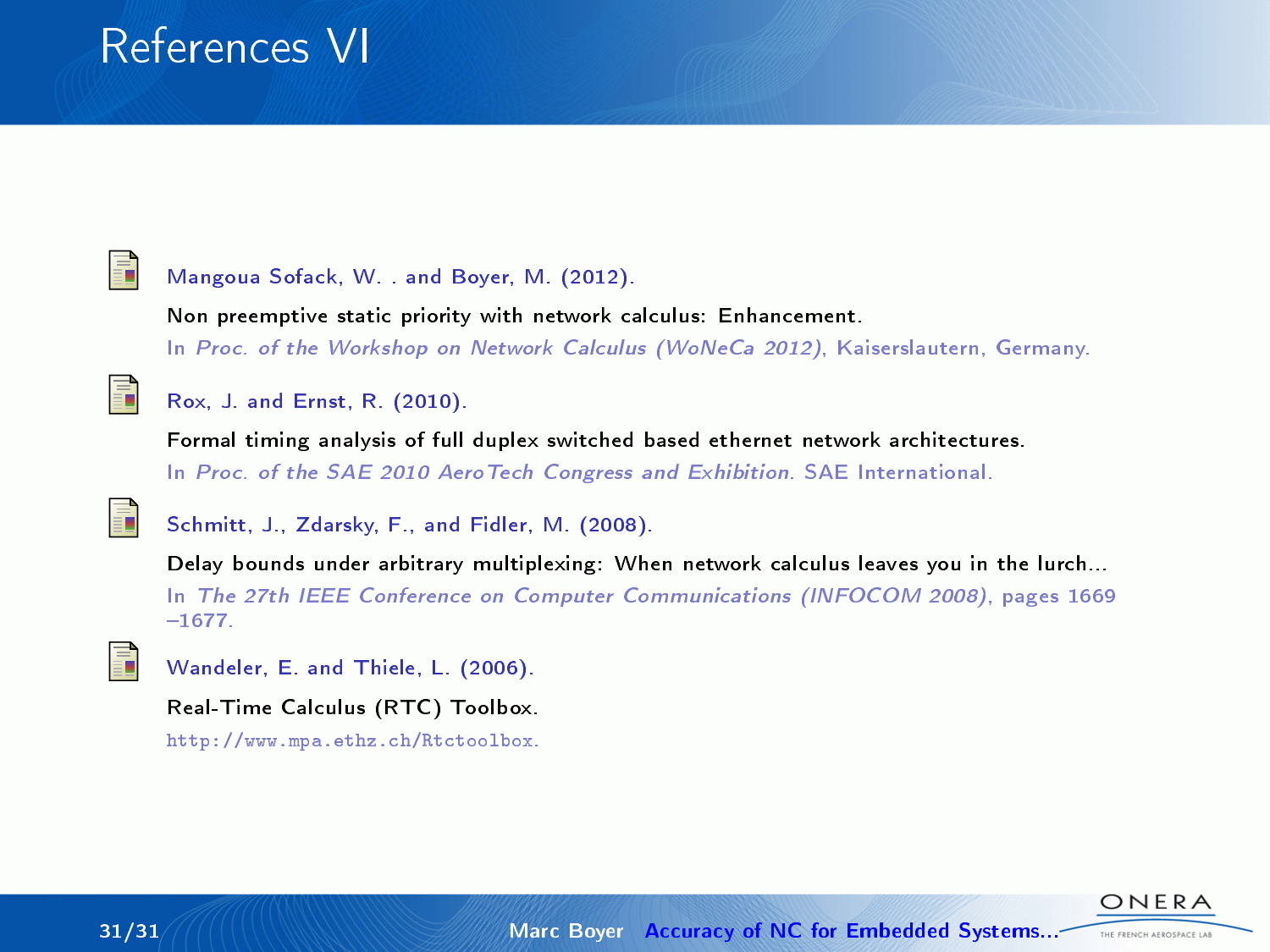# References VI

Mangoua Sofack, W. . and Boyer, M. (2012).

Non preemptive static priority with network calculus: Enhancement.

In *Proc. of the Workshop on Network Calculus (WoNeCa 2012)*, Kaiserslautern, Germany.

Rox, J. and Ernst, R. (2010).

Formal timing analysis of full duplex switched based ethernet network architectures.

In *Proc. of the SAE 2010 AeroTech Congress and Exhibition*. SAE International.

Schmitt, J., Zdarsky, F., and Fidler, M. (2008).

Delay bounds under arbitrary multiplexing: When network calculus leaves you in the lurch...

In *The 27th IEEE Conference on Computer Communications (INFOCOM 2008)*, pages 1669 –1677.

Wandeler, E. and Thiele, L. (2006).

Real-Time Calculus (RTC) Toolbox.

http://www.mpa.ethz.ch/Rtctoolbox.